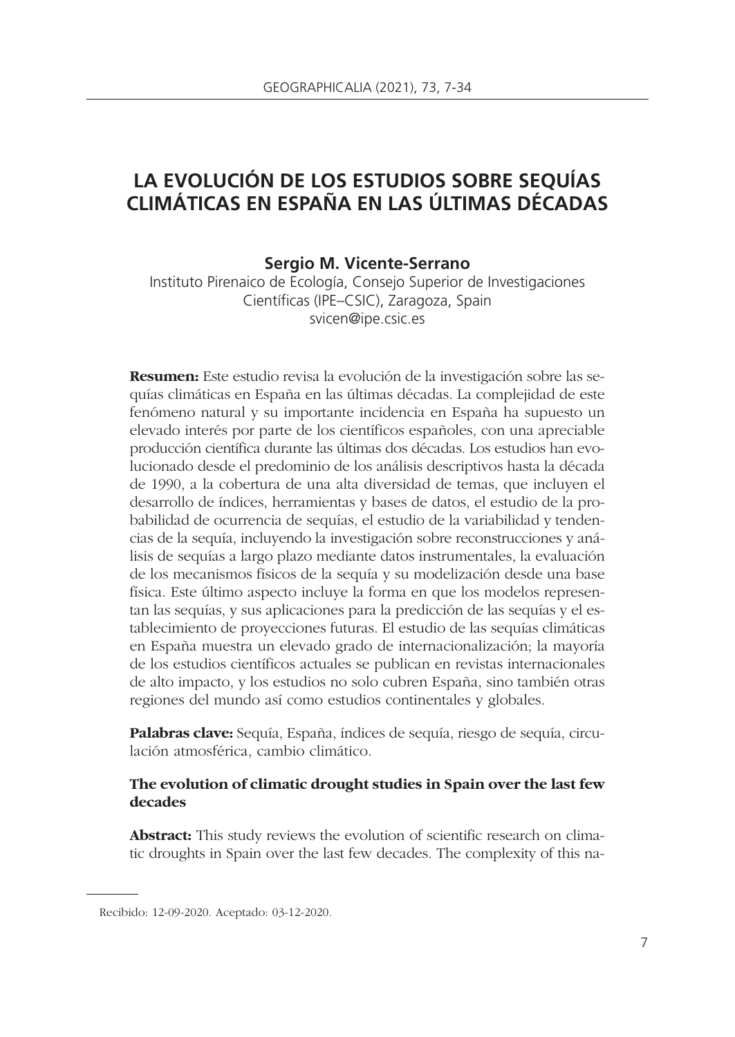# LA EVOLUCIÓN DE LOS ESTUDIOS SOBRE SEQUÍAS CLIMÁTICAS EN ESPAÑA EN LAS ÚLTIMAS DÉCADAS

**Sergio M. Vicente-Serrano**

Instituto Pirenaico de Ecología, Consejo Superior de Investigaciones Científicas (IPE–CSIC), Zaragoza, Spain
svicen@ipe.csic.es

**Resumen:** Este estudio revisa la evolución de la investigación sobre las sequías climáticas en España en las últimas décadas. La complejidad de este fenómeno natural y su importante incidencia en España ha supuesto un elevado interés por parte de los científicos españoles, con una apreciable producción científica durante las últimas dos décadas. Los estudios han evolucionado desde el predominio de los análisis descriptivos hasta la década de 1990, a la cobertura de una alta diversidad de temas, que incluyen el desarrollo de índices, herramientas y bases de datos, el estudio de la probabilidad de ocurrencia de sequías, el estudio de la variabilidad y tendencias de la sequía, incluyendo la investigación sobre reconstrucciones y análisis de sequías a largo plazo mediante datos instrumentales, la evaluación de los mecanismos físicos de la sequía y su modelización desde una base física. Este último aspecto incluye la forma en que los modelos representan las sequías, y sus aplicaciones para la predicción de las sequías y el establecimiento de proyecciones futuras. El estudio de las sequías climáticas en España muestra un elevado grado de internacionalización; la mayoría de los estudios científicos actuales se publican en revistas internacionales de alto impacto, y los estudios no solo cubren España, sino también otras regiones del mundo así como estudios continentales y globales.

**Palabras clave:** Sequía, España, índices de sequía, riesgo de sequía, circulación atmosférica, cambio climático.

**The evolution of climatic drought studies in Spain over the last few decades**

**Abstract:** This study reviews the evolution of scientific research on climatic droughts in Spain over the last few decades. The complexity of this na-

Recibido: 12-09-2020. Aceptado: 03-12-2020.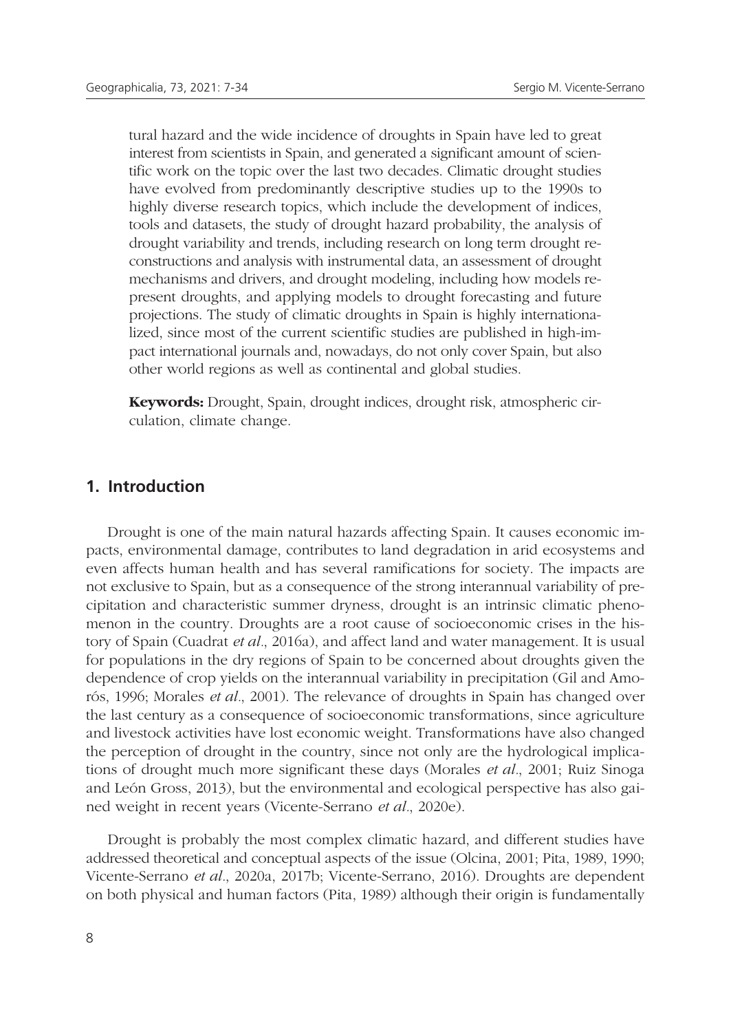tural hazard and the wide incidence of droughts in Spain have led to great interest from scientists in Spain, and generated a significant amount of scientific work on the topic over the last two decades. Climatic drought studies have evolved from predominantly descriptive studies up to the 1990s to highly diverse research topics, which include the development of indices, tools and datasets, the study of drought hazard probability, the analysis of drought variability and trends, including research on long term drought reconstructions and analysis with instrumental data, an assessment of drought mechanisms and drivers, and drought modeling, including how models represent droughts, and applying models to drought forecasting and future projections. The study of climatic droughts in Spain is highly internationalized, since most of the current scientific studies are published in high-impact international journals and, nowadays, do not only cover Spain, but also other world regions as well as continental and global studies.

**Keywords:** Drought, Spain, drought indices, drought risk, atmospheric circulation, climate change.

## 1. Introduction

Drought is one of the main natural hazards affecting Spain. It causes economic impacts, environmental damage, contributes to land degradation in arid ecosystems and even affects human health and has several ramifications for society. The impacts are not exclusive to Spain, but as a consequence of the strong interannual variability of precipitation and characteristic summer dryness, drought is an intrinsic climatic phenomenon in the country. Droughts are a root cause of socioeconomic crises in the history of Spain (Cuadrat *et al*., 2016a), and affect land and water management. It is usual for populations in the dry regions of Spain to be concerned about droughts given the dependence of crop yields on the interannual variability in precipitation (Gil and Amorós, 1996; Morales *et al*., 2001). The relevance of droughts in Spain has changed over the last century as a consequence of socioeconomic transformations, since agriculture and livestock activities have lost economic weight. Transformations have also changed the perception of drought in the country, since not only are the hydrological implications of drought much more significant these days (Morales *et al*., 2001; Ruiz Sinoga and León Gross, 2013), but the environmental and ecological perspective has also gained weight in recent years (Vicente-Serrano *et al*., 2020e).

Drought is probably the most complex climatic hazard, and different studies have addressed theoretical and conceptual aspects of the issue (Olcina, 2001; Pita, 1989, 1990; Vicente-Serrano *et al*., 2020a, 2017b; Vicente-Serrano, 2016). Droughts are dependent on both physical and human factors (Pita, 1989) although their origin is fundamentally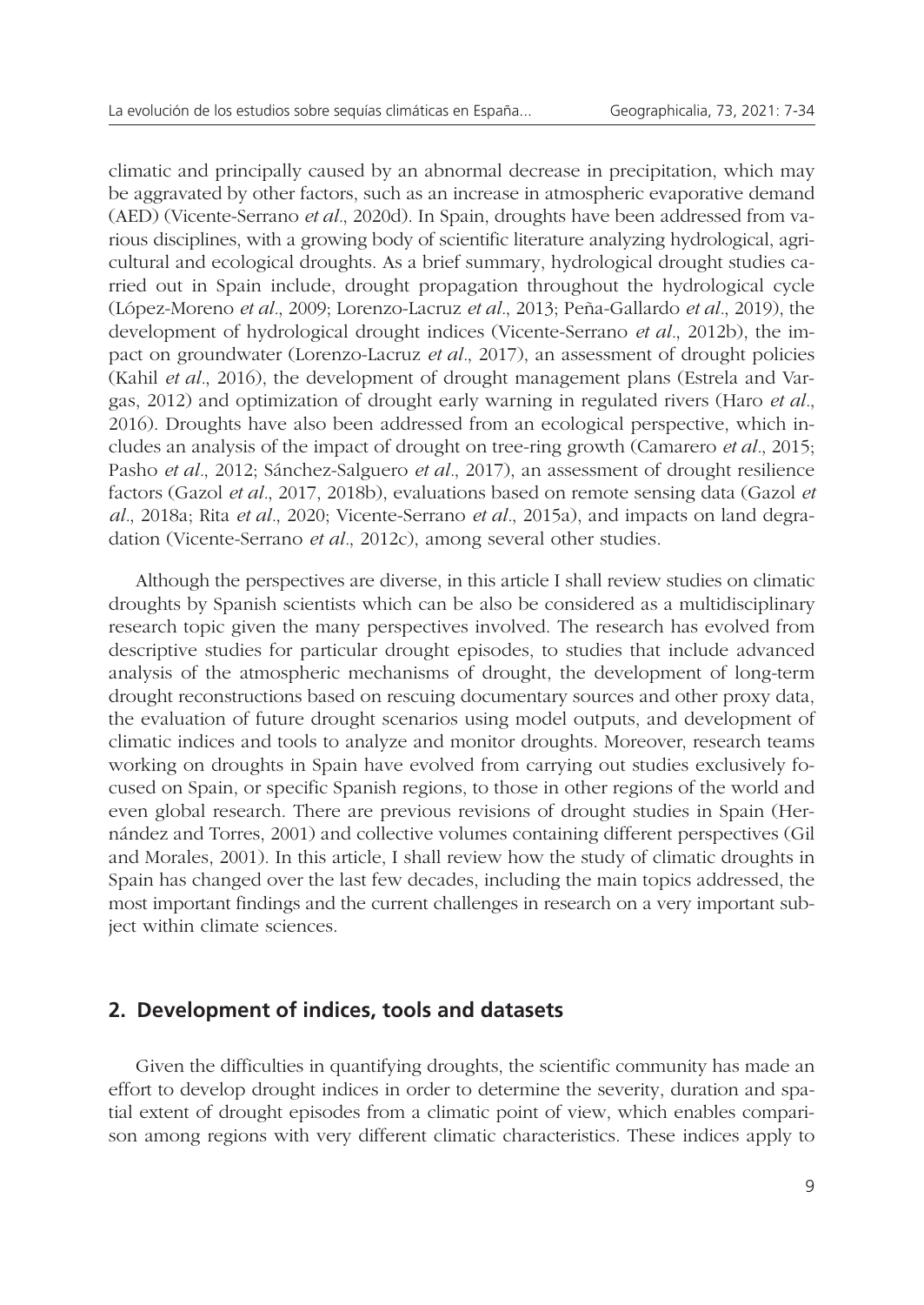climatic and principally caused by an abnormal decrease in precipitation, which may be aggravated by other factors, such as an increase in atmospheric evaporative demand (AED) (Vicente-Serrano *et al*., 2020d). In Spain, droughts have been addressed from various disciplines, with a growing body of scientific literature analyzing hydrological, agricultural and ecological droughts. As a brief summary, hydrological drought studies carried out in Spain include, drought propagation throughout the hydrological cycle (López-Moreno *et al*., 2009; Lorenzo-Lacruz *et al*., 2013; Peña-Gallardo *et al*., 2019), the development of hydrological drought indices (Vicente-Serrano *et al*., 2012b), the impact on groundwater (Lorenzo-Lacruz *et al*., 2017), an assessment of drought policies (Kahil *et al*., 2016), the development of drought management plans (Estrela and Vargas, 2012) and optimization of drought early warning in regulated rivers (Haro *et al*., 2016). Droughts have also been addressed from an ecological perspective, which includes an analysis of the impact of drought on tree-ring growth (Camarero *et al*., 2015; Pasho *et al*., 2012; Sánchez-Salguero *et al*., 2017), an assessment of drought resilience factors (Gazol *et al*., 2017, 2018b), evaluations based on remote sensing data (Gazol *et al*., 2018a; Rita *et al*., 2020; Vicente-Serrano *et al*., 2015a), and impacts on land degradation (Vicente-Serrano *et al*., 2012c), among several other studies.

Although the perspectives are diverse, in this article I shall review studies on climatic droughts by Spanish scientists which can be also be considered as a multidisciplinary research topic given the many perspectives involved. The research has evolved from descriptive studies for particular drought episodes, to studies that include advanced analysis of the atmospheric mechanisms of drought, the development of long-term drought reconstructions based on rescuing documentary sources and other proxy data, the evaluation of future drought scenarios using model outputs, and development of climatic indices and tools to analyze and monitor droughts. Moreover, research teams working on droughts in Spain have evolved from carrying out studies exclusively focused on Spain, or specific Spanish regions, to those in other regions of the world and even global research. There are previous revisions of drought studies in Spain (Hernández and Torres, 2001) and collective volumes containing different perspectives (Gil and Morales, 2001). In this article, I shall review how the study of climatic droughts in Spain has changed over the last few decades, including the main topics addressed, the most important findings and the current challenges in research on a very important subject within climate sciences.

## 2. Development of indices, tools and datasets

Given the difficulties in quantifying droughts, the scientific community has made an effort to develop drought indices in order to determine the severity, duration and spatial extent of drought episodes from a climatic point of view, which enables comparison among regions with very different climatic characteristics. These indices apply to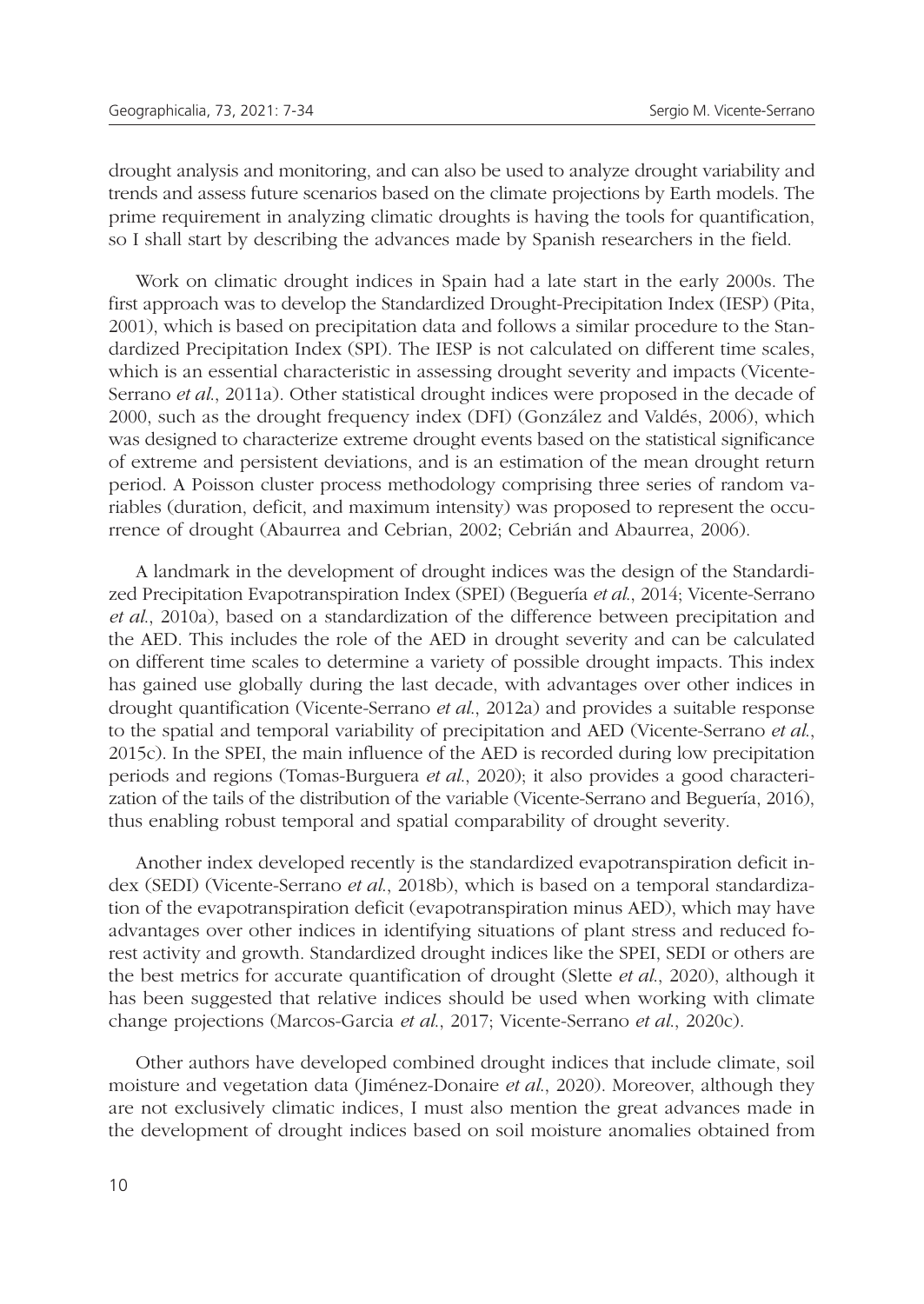drought analysis and monitoring, and can also be used to analyze drought variability and trends and assess future scenarios based on the climate projections by Earth models. The prime requirement in analyzing climatic droughts is having the tools for quantification, so I shall start by describing the advances made by Spanish researchers in the field.

Work on climatic drought indices in Spain had a late start in the early 2000s. The first approach was to develop the Standardized Drought-Precipitation Index (IESP) (Pita, 2001), which is based on precipitation data and follows a similar procedure to the Standardized Precipitation Index (SPI). The IESP is not calculated on different time scales, which is an essential characteristic in assessing drought severity and impacts (Vicente-Serrano *et al.*, 2011a). Other statistical drought indices were proposed in the decade of 2000, such as the drought frequency index (DFI) (González and Valdés, 2006), which was designed to characterize extreme drought events based on the statistical significance of extreme and persistent deviations, and is an estimation of the mean drought return period. A Poisson cluster process methodology comprising three series of random variables (duration, deficit, and maximum intensity) was proposed to represent the occurrence of drought (Abaurrea and Cebrian, 2002; Cebrián and Abaurrea, 2006).

A landmark in the development of drought indices was the design of the Standardized Precipitation Evapotranspiration Index (SPEI) (Beguería *et al.*, 2014; Vicente-Serrano *et al.*, 2010a), based on a standardization of the difference between precipitation and the AED. This includes the role of the AED in drought severity and can be calculated on different time scales to determine a variety of possible drought impacts. This index has gained use globally during the last decade, with advantages over other indices in drought quantification (Vicente-Serrano *et al.*, 2012a) and provides a suitable response to the spatial and temporal variability of precipitation and AED (Vicente-Serrano *et al.*, 2015c). In the SPEI, the main influence of the AED is recorded during low precipitation periods and regions (Tomas-Burguera *et al.*, 2020); it also provides a good characterization of the tails of the distribution of the variable (Vicente-Serrano and Beguería, 2016), thus enabling robust temporal and spatial comparability of drought severity.

Another index developed recently is the standardized evapotranspiration deficit index (SEDI) (Vicente-Serrano *et al.*, 2018b), which is based on a temporal standardization of the evapotranspiration deficit (evapotranspiration minus AED), which may have advantages over other indices in identifying situations of plant stress and reduced forest activity and growth. Standardized drought indices like the SPEI, SEDI or others are the best metrics for accurate quantification of drought (Slette *et al.*, 2020), although it has been suggested that relative indices should be used when working with climate change projections (Marcos-Garcia *et al.*, 2017; Vicente-Serrano *et al.*, 2020c).

Other authors have developed combined drought indices that include climate, soil moisture and vegetation data (Jiménez-Donaire *et al.*, 2020). Moreover, although they are not exclusively climatic indices, I must also mention the great advances made in the development of drought indices based on soil moisture anomalies obtained from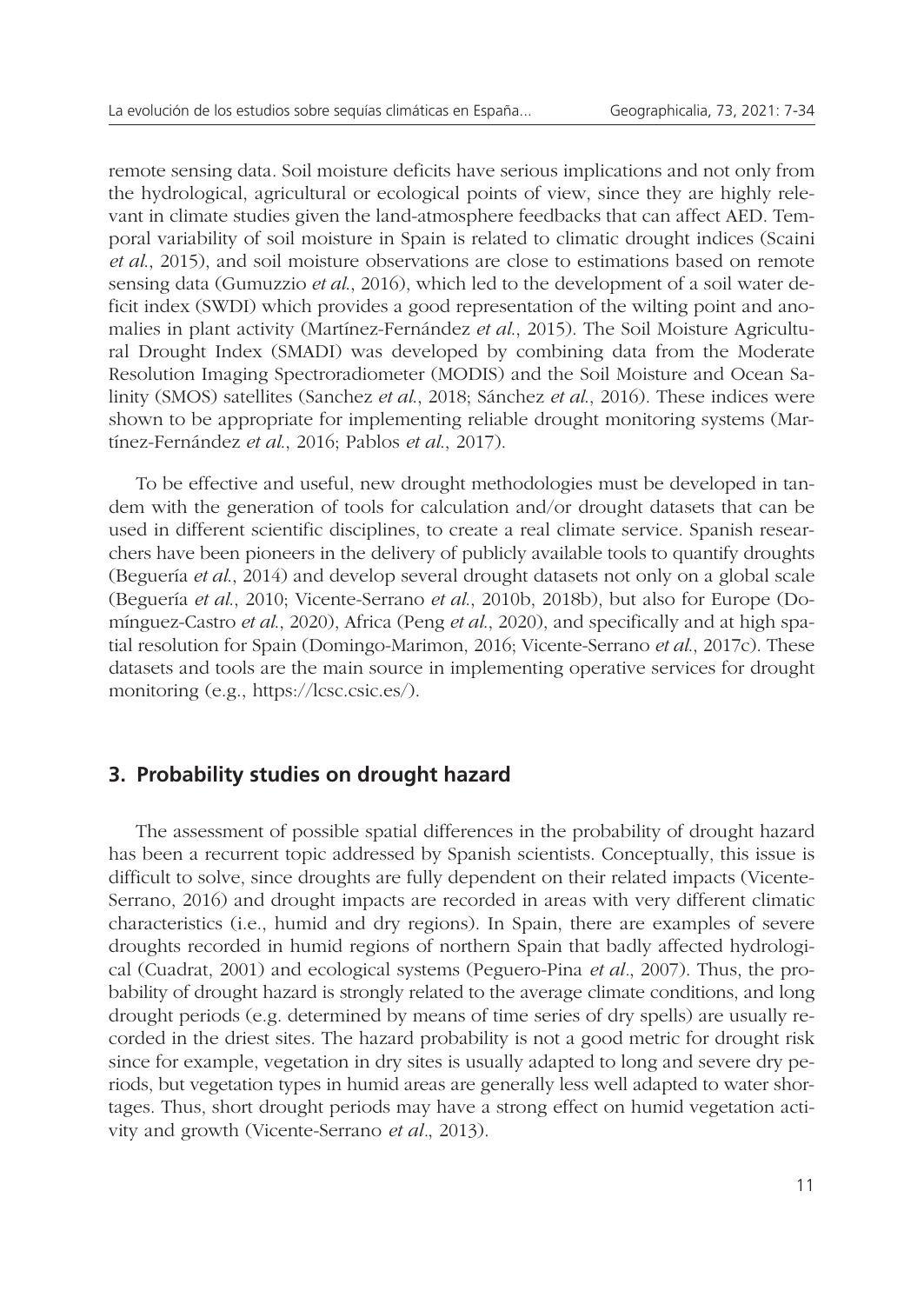remote sensing data. Soil moisture deficits have serious implications and not only from the hydrological, agricultural or ecological points of view, since they are highly relevant in climate studies given the land-atmosphere feedbacks that can affect AED. Temporal variability of soil moisture in Spain is related to climatic drought indices (Scaini *et al.*, 2015), and soil moisture observations are close to estimations based on remote sensing data (Gumuzzio *et al.*, 2016), which led to the development of a soil water deficit index (SWDI) which provides a good representation of the wilting point and anomalies in plant activity (Martínez-Fernández *et al.*, 2015). The Soil Moisture Agricultural Drought Index (SMADI) was developed by combining data from the Moderate Resolution Imaging Spectroradiometer (MODIS) and the Soil Moisture and Ocean Salinity (SMOS) satellites (Sanchez *et al.*, 2018; Sánchez *et al.*, 2016). These indices were shown to be appropriate for implementing reliable drought monitoring systems (Martínez-Fernández *et al.*, 2016; Pablos *et al.*, 2017).

To be effective and useful, new drought methodologies must be developed in tandem with the generation of tools for calculation and/or drought datasets that can be used in different scientific disciplines, to create a real climate service. Spanish researchers have been pioneers in the delivery of publicly available tools to quantify droughts (Beguería *et al.*, 2014) and develop several drought datasets not only on a global scale (Beguería *et al.*, 2010; Vicente-Serrano *et al.*, 2010b, 2018b), but also for Europe (Domínguez-Castro *et al.*, 2020), Africa (Peng *et al.*, 2020), and specifically and at high spatial resolution for Spain (Domingo-Marimon, 2016; Vicente-Serrano *et al.*, 2017c). These datasets and tools are the main source in implementing operative services for drought monitoring (e.g., https://lcsc.csic.es/).

## 3. Probability studies on drought hazard

The assessment of possible spatial differences in the probability of drought hazard has been a recurrent topic addressed by Spanish scientists. Conceptually, this issue is difficult to solve, since droughts are fully dependent on their related impacts (Vicente-Serrano, 2016) and drought impacts are recorded in areas with very different climatic characteristics (i.e., humid and dry regions). In Spain, there are examples of severe droughts recorded in humid regions of northern Spain that badly affected hydrological (Cuadrat, 2001) and ecological systems (Peguero-Pina *et al*., 2007). Thus, the probability of drought hazard is strongly related to the average climate conditions, and long drought periods (e.g. determined by means of time series of dry spells) are usually recorded in the driest sites. The hazard probability is not a good metric for drought risk since for example, vegetation in dry sites is usually adapted to long and severe dry periods, but vegetation types in humid areas are generally less well adapted to water shortages. Thus, short drought periods may have a strong effect on humid vegetation activity and growth (Vicente-Serrano *et al*., 2013).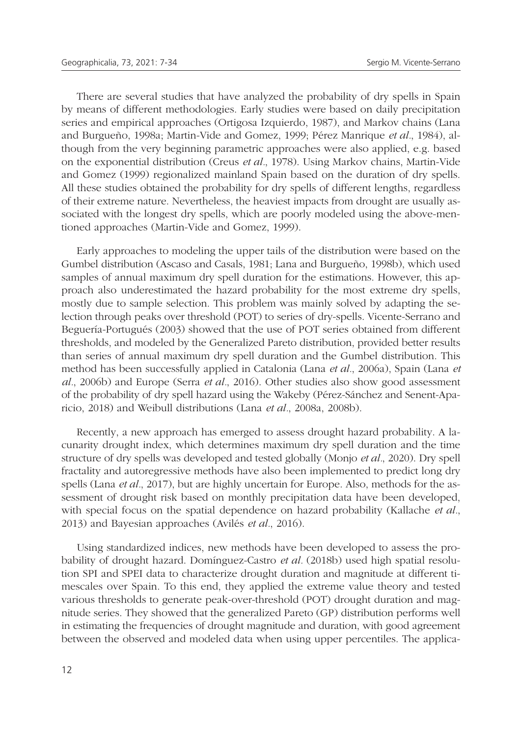There are several studies that have analyzed the probability of dry spells in Spain by means of different methodologies. Early studies were based on daily precipitation series and empirical approaches (Ortigosa Izquierdo, 1987), and Markov chains (Lana and Burgueño, 1998a; Martin-Vide and Gomez, 1999; Pérez Manrique *et al*., 1984), although from the very beginning parametric approaches were also applied, e.g. based on the exponential distribution (Creus *et al*., 1978). Using Markov chains, Martin-Vide and Gomez (1999) regionalized mainland Spain based on the duration of dry spells. All these studies obtained the probability for dry spells of different lengths, regardless of their extreme nature. Nevertheless, the heaviest impacts from drought are usually associated with the longest dry spells, which are poorly modeled using the above-mentioned approaches (Martin-Vide and Gomez, 1999).

Early approaches to modeling the upper tails of the distribution were based on the Gumbel distribution (Ascaso and Casals, 1981; Lana and Burgueño, 1998b), which used samples of annual maximum dry spell duration for the estimations. However, this approach also underestimated the hazard probability for the most extreme dry spells, mostly due to sample selection. This problem was mainly solved by adapting the selection through peaks over threshold (POT) to series of dry-spells. Vicente-Serrano and Beguería-Portugués (2003) showed that the use of POT series obtained from different thresholds, and modeled by the Generalized Pareto distribution, provided better results than series of annual maximum dry spell duration and the Gumbel distribution. This method has been successfully applied in Catalonia (Lana *et al*., 2006a), Spain (Lana *et al*., 2006b) and Europe (Serra *et al*., 2016). Other studies also show good assessment of the probability of dry spell hazard using the Wakeby (Pérez-Sánchez and Senent-Aparicio, 2018) and Weibull distributions (Lana *et al*., 2008a, 2008b).

Recently, a new approach has emerged to assess drought hazard probability. A lacunarity drought index, which determines maximum dry spell duration and the time structure of dry spells was developed and tested globally (Monjo *et al*., 2020). Dry spell fractality and autoregressive methods have also been implemented to predict long dry spells (Lana *et al*., 2017), but are highly uncertain for Europe. Also, methods for the assessment of drought risk based on monthly precipitation data have been developed, with special focus on the spatial dependence on hazard probability (Kallache *et al*., 2013) and Bayesian approaches (Avilés *et al*., 2016).

Using standardized indices, new methods have been developed to assess the probability of drought hazard. Domínguez-Castro *et al*. (2018b) used high spatial resolution SPI and SPEI data to characterize drought duration and magnitude at different timescales over Spain. To this end, they applied the extreme value theory and tested various thresholds to generate peak-over-threshold (POT) drought duration and magnitude series. They showed that the generalized Pareto (GP) distribution performs well in estimating the frequencies of drought magnitude and duration, with good agreement between the observed and modeled data when using upper percentiles. The applica-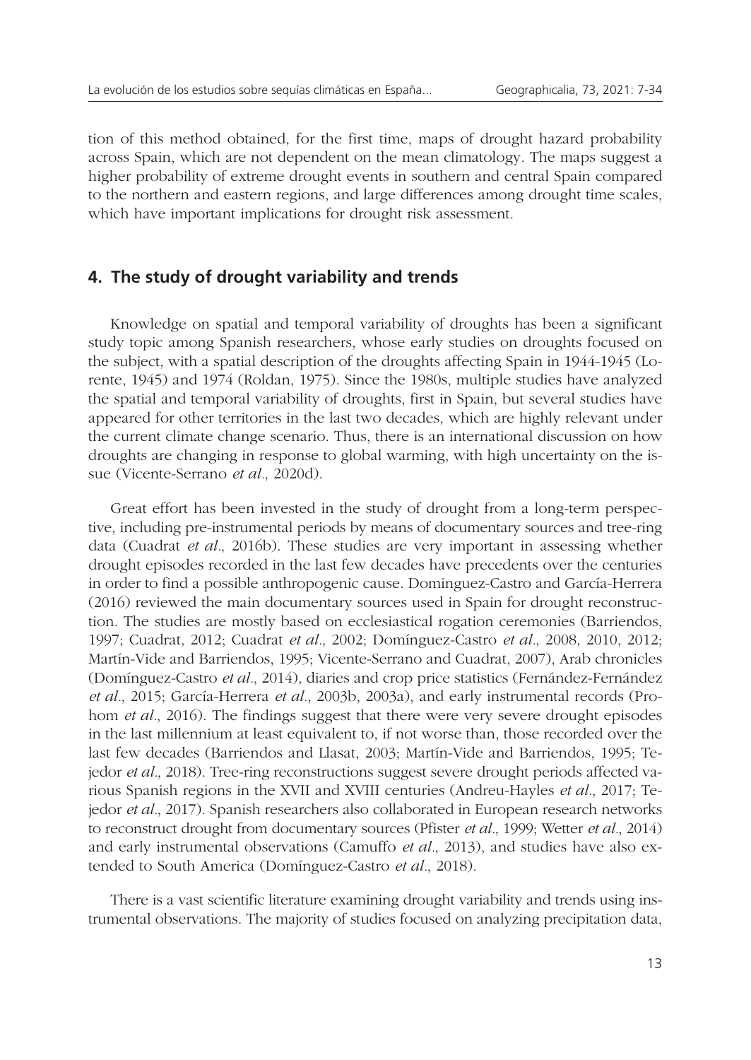tion of this method obtained, for the first time, maps of drought hazard probability across Spain, which are not dependent on the mean climatology. The maps suggest a higher probability of extreme drought events in southern and central Spain compared to the northern and eastern regions, and large differences among drought time scales, which have important implications for drought risk assessment.

## 4. The study of drought variability and trends

Knowledge on spatial and temporal variability of droughts has been a significant study topic among Spanish researchers, whose early studies on droughts focused on the subject, with a spatial description of the droughts affecting Spain in 1944-1945 (Lorente, 1945) and 1974 (Roldan, 1975). Since the 1980s, multiple studies have analyzed the spatial and temporal variability of droughts, first in Spain, but several studies have appeared for other territories in the last two decades, which are highly relevant under the current climate change scenario. Thus, there is an international discussion on how droughts are changing in response to global warming, with high uncertainty on the issue (Vicente-Serrano *et al*., 2020d).

Great effort has been invested in the study of drought from a long-term perspective, including pre-instrumental periods by means of documentary sources and tree-ring data (Cuadrat *et al*., 2016b). These studies are very important in assessing whether drought episodes recorded in the last few decades have precedents over the centuries in order to find a possible anthropogenic cause. Dominguez-Castro and García-Herrera (2016) reviewed the main documentary sources used in Spain for drought reconstruction. The studies are mostly based on ecclesiastical rogation ceremonies (Barriendos, 1997; Cuadrat, 2012; Cuadrat *et al*., 2002; Domínguez-Castro *et al*., 2008, 2010, 2012; Martín-Vide and Barriendos, 1995; Vicente-Serrano and Cuadrat, 2007), Arab chronicles (Domínguez-Castro *et al*., 2014), diaries and crop price statistics (Fernández-Fernández *et al*., 2015; García-Herrera *et al*., 2003b, 2003a), and early instrumental records (Prohom *et al*., 2016). The findings suggest that there were very severe drought episodes in the last millennium at least equivalent to, if not worse than, those recorded over the last few decades (Barriendos and Llasat, 2003; Martín-Vide and Barriendos, 1995; Tejedor *et al*., 2018). Tree-ring reconstructions suggest severe drought periods affected various Spanish regions in the XVII and XVIII centuries (Andreu-Hayles *et al*., 2017; Tejedor *et al*., 2017). Spanish researchers also collaborated in European research networks to reconstruct drought from documentary sources (Pfister *et al*., 1999; Wetter *et al*., 2014) and early instrumental observations (Camuffo *et al*., 2013), and studies have also extended to South America (Domínguez-Castro *et al*., 2018).

There is a vast scientific literature examining drought variability and trends using instrumental observations. The majority of studies focused on analyzing precipitation data,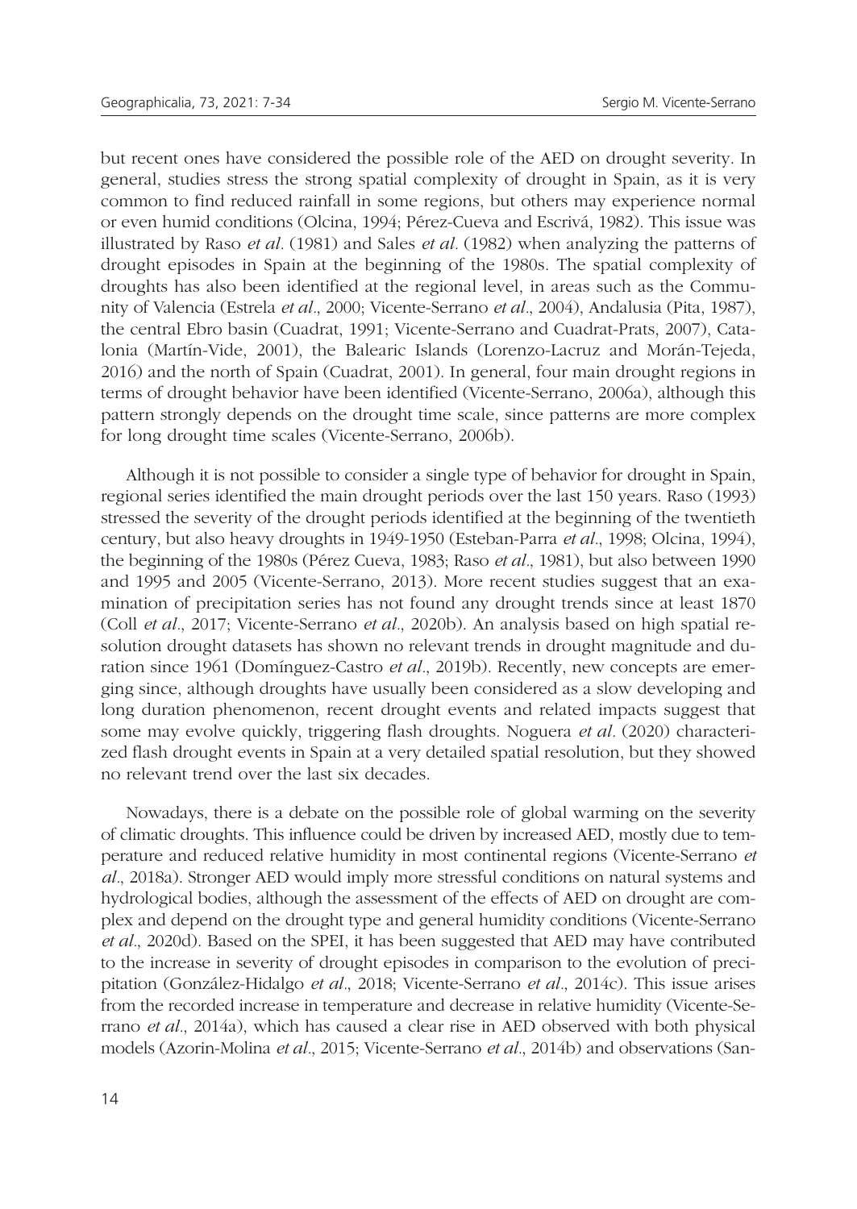but recent ones have considered the possible role of the AED on drought severity. In general, studies stress the strong spatial complexity of drought in Spain, as it is very common to find reduced rainfall in some regions, but others may experience normal or even humid conditions (Olcina, 1994; Pérez-Cueva and Escrivá, 1982). This issue was illustrated by Raso *et al*. (1981) and Sales *et al*. (1982) when analyzing the patterns of drought episodes in Spain at the beginning of the 1980s. The spatial complexity of droughts has also been identified at the regional level, in areas such as the Community of Valencia (Estrela *et al*., 2000; Vicente-Serrano *et al*., 2004), Andalusia (Pita, 1987), the central Ebro basin (Cuadrat, 1991; Vicente-Serrano and Cuadrat-Prats, 2007), Catalonia (Martín-Vide, 2001), the Balearic Islands (Lorenzo-Lacruz and Morán-Tejeda, 2016) and the north of Spain (Cuadrat, 2001). In general, four main drought regions in terms of drought behavior have been identified (Vicente-Serrano, 2006a), although this pattern strongly depends on the drought time scale, since patterns are more complex for long drought time scales (Vicente-Serrano, 2006b).

Although it is not possible to consider a single type of behavior for drought in Spain, regional series identified the main drought periods over the last 150 years. Raso (1993) stressed the severity of the drought periods identified at the beginning of the twentieth century, but also heavy droughts in 1949-1950 (Esteban-Parra *et al*., 1998; Olcina, 1994), the beginning of the 1980s (Pérez Cueva, 1983; Raso *et al*., 1981), but also between 1990 and 1995 and 2005 (Vicente-Serrano, 2013). More recent studies suggest that an examination of precipitation series has not found any drought trends since at least 1870 (Coll *et al*., 2017; Vicente-Serrano *et al*., 2020b). An analysis based on high spatial resolution drought datasets has shown no relevant trends in drought magnitude and duration since 1961 (Domínguez-Castro *et al*., 2019b). Recently, new concepts are emerging since, although droughts have usually been considered as a slow developing and long duration phenomenon, recent drought events and related impacts suggest that some may evolve quickly, triggering flash droughts. Noguera *et al*. (2020) characterized flash drought events in Spain at a very detailed spatial resolution, but they showed no relevant trend over the last six decades.

Nowadays, there is a debate on the possible role of global warming on the severity of climatic droughts. This influence could be driven by increased AED, mostly due to temperature and reduced relative humidity in most continental regions (Vicente-Serrano *et al*., 2018a). Stronger AED would imply more stressful conditions on natural systems and hydrological bodies, although the assessment of the effects of AED on drought are complex and depend on the drought type and general humidity conditions (Vicente-Serrano *et al*., 2020d). Based on the SPEI, it has been suggested that AED may have contributed to the increase in severity of drought episodes in comparison to the evolution of precipitation (González-Hidalgo *et al*., 2018; Vicente-Serrano *et al*., 2014c). This issue arises from the recorded increase in temperature and decrease in relative humidity (Vicente-Serrano *et al*., 2014a), which has caused a clear rise in AED observed with both physical models (Azorin-Molina *et al*., 2015; Vicente-Serrano *et al*., 2014b) and observations (San-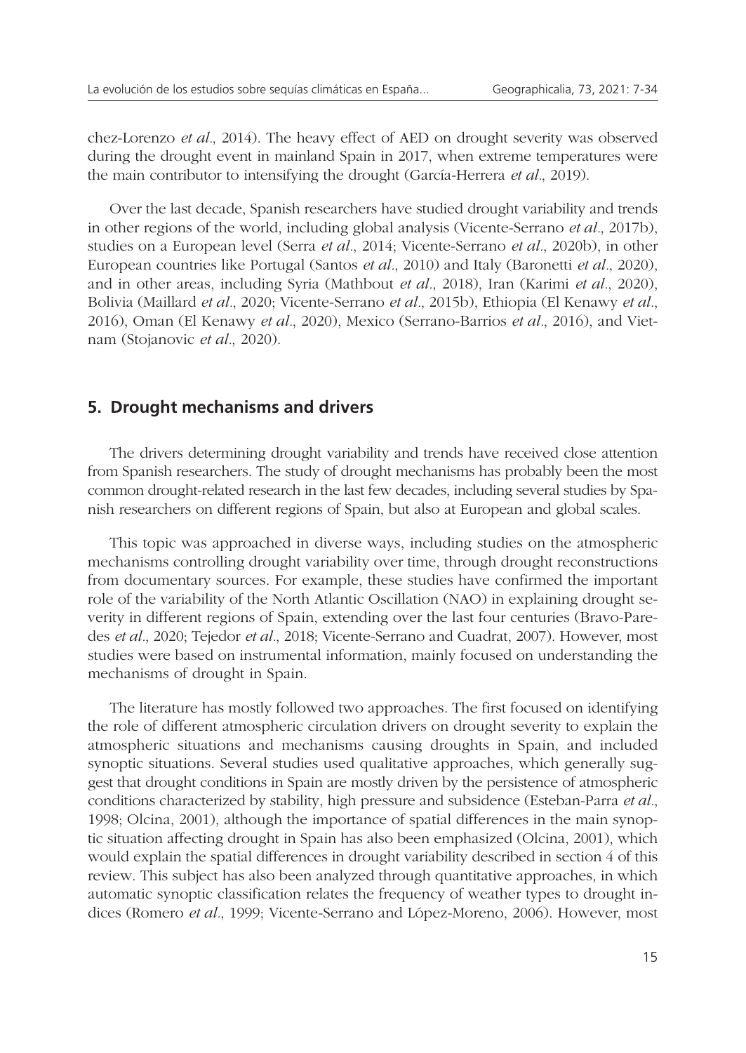chez-Lorenzo *et al*., 2014). The heavy effect of AED on drought severity was observed during the drought event in mainland Spain in 2017, when extreme temperatures were the main contributor to intensifying the drought (García-Herrera *et al*., 2019).

Over the last decade, Spanish researchers have studied drought variability and trends in other regions of the world, including global analysis (Vicente-Serrano *et al*., 2017b), studies on a European level (Serra *et al*., 2014; Vicente-Serrano *et al*., 2020b), in other European countries like Portugal (Santos *et al*., 2010) and Italy (Baronetti *et al*., 2020), and in other areas, including Syria (Mathbout *et al*., 2018), Iran (Karimi *et al*., 2020), Bolivia (Maillard *et al*., 2020; Vicente-Serrano *et al*., 2015b), Ethiopia (El Kenawy *et al*., 2016), Oman (El Kenawy *et al*., 2020), Mexico (Serrano-Barrios *et al*., 2016), and Vietnam (Stojanovic *et al*., 2020).

## 5. Drought mechanisms and drivers

The drivers determining drought variability and trends have received close attention from Spanish researchers. The study of drought mechanisms has probably been the most common drought-related research in the last few decades, including several studies by Spanish researchers on different regions of Spain, but also at European and global scales.

This topic was approached in diverse ways, including studies on the atmospheric mechanisms controlling drought variability over time, through drought reconstructions from documentary sources. For example, these studies have confirmed the important role of the variability of the North Atlantic Oscillation (NAO) in explaining drought severity in different regions of Spain, extending over the last four centuries (Bravo-Paredes *et al*., 2020; Tejedor *et al*., 2018; Vicente-Serrano and Cuadrat, 2007). However, most studies were based on instrumental information, mainly focused on understanding the mechanisms of drought in Spain.

The literature has mostly followed two approaches. The first focused on identifying the role of different atmospheric circulation drivers on drought severity to explain the atmospheric situations and mechanisms causing droughts in Spain, and included synoptic situations. Several studies used qualitative approaches, which generally suggest that drought conditions in Spain are mostly driven by the persistence of atmospheric conditions characterized by stability, high pressure and subsidence (Esteban-Parra *et al*., 1998; Olcina, 2001), although the importance of spatial differences in the main synoptic situation affecting drought in Spain has also been emphasized (Olcina, 2001), which would explain the spatial differences in drought variability described in section 4 of this review. This subject has also been analyzed through quantitative approaches, in which automatic synoptic classification relates the frequency of weather types to drought indices (Romero *et al*., 1999; Vicente-Serrano and López-Moreno, 2006). However, most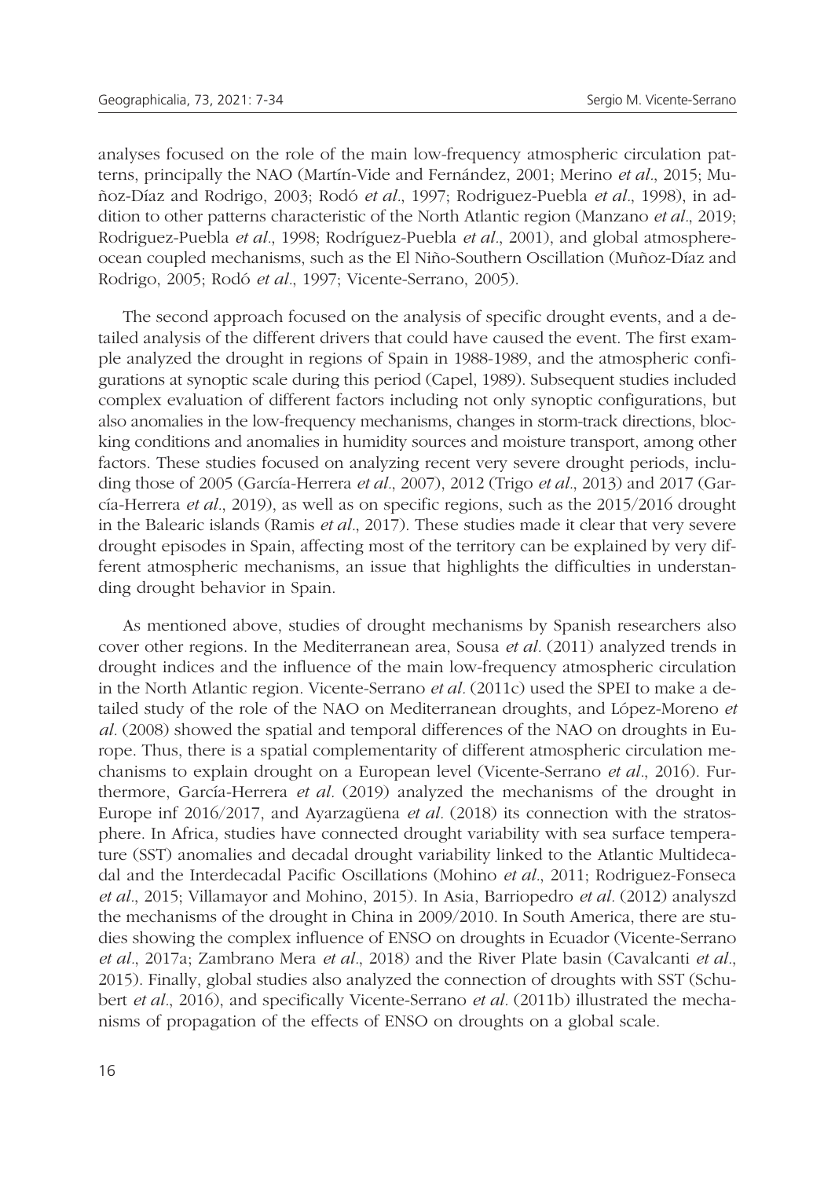analyses focused on the role of the main low-frequency atmospheric circulation patterns, principally the NAO (Martín-Vide and Fernández, 2001; Merino *et al*., 2015; Muñoz-Díaz and Rodrigo, 2003; Rodó *et al*., 1997; Rodriguez-Puebla *et al*., 1998), in addition to other patterns characteristic of the North Atlantic region (Manzano *et al*., 2019; Rodriguez-Puebla *et al*., 1998; Rodríguez-Puebla *et al*., 2001), and global atmosphere-ocean coupled mechanisms, such as the El Niño-Southern Oscillation (Muñoz-Díaz and Rodrigo, 2005; Rodó *et al*., 1997; Vicente-Serrano, 2005).

The second approach focused on the analysis of specific drought events, and a detailed analysis of the different drivers that could have caused the event. The first example analyzed the drought in regions of Spain in 1988-1989, and the atmospheric configurations at synoptic scale during this period (Capel, 1989). Subsequent studies included complex evaluation of different factors including not only synoptic configurations, but also anomalies in the low-frequency mechanisms, changes in storm-track directions, blocking conditions and anomalies in humidity sources and moisture transport, among other factors. These studies focused on analyzing recent very severe drought periods, including those of 2005 (García-Herrera *et al*., 2007), 2012 (Trigo *et al*., 2013) and 2017 (García-Herrera *et al*., 2019), as well as on specific regions, such as the 2015/2016 drought in the Balearic islands (Ramis *et al*., 2017). These studies made it clear that very severe drought episodes in Spain, affecting most of the territory can be explained by very different atmospheric mechanisms, an issue that highlights the difficulties in understanding drought behavior in Spain.

As mentioned above, studies of drought mechanisms by Spanish researchers also cover other regions. In the Mediterranean area, Sousa *et al.* (2011) analyzed trends in drought indices and the influence of the main low-frequency atmospheric circulation in the North Atlantic region. Vicente-Serrano *et al.* (2011c) used the SPEI to make a detailed study of the role of the NAO on Mediterranean droughts, and López-Moreno *et al.* (2008) showed the spatial and temporal differences of the NAO on droughts in Europe. Thus, there is a spatial complementarity of different atmospheric circulation mechanisms to explain drought on a European level (Vicente-Serrano *et al*., 2016). Furthermore, García-Herrera *et al.* (2019) analyzed the mechanisms of the drought in Europe inf 2016/2017, and Ayarzagüena *et al.* (2018) its connection with the stratosphere. In Africa, studies have connected drought variability with sea surface temperature (SST) anomalies and decadal drought variability linked to the Atlantic Multidecadal and the Interdecadal Pacific Oscillations (Mohino *et al*., 2011; Rodriguez-Fonseca *et al*., 2015; Villamayor and Mohino, 2015). In Asia, Barriopedro *et al*. (2012) analyszd the mechanisms of the drought in China in 2009/2010. In South America, there are studies showing the complex influence of ENSO on droughts in Ecuador (Vicente-Serrano *et al*., 2017a; Zambrano Mera *et al*., 2018) and the River Plate basin (Cavalcanti *et al*., 2015). Finally, global studies also analyzed the connection of droughts with SST (Schubert *et al*., 2016), and specifically Vicente-Serrano *et al.* (2011b) illustrated the mechanisms of propagation of the effects of ENSO on droughts on a global scale.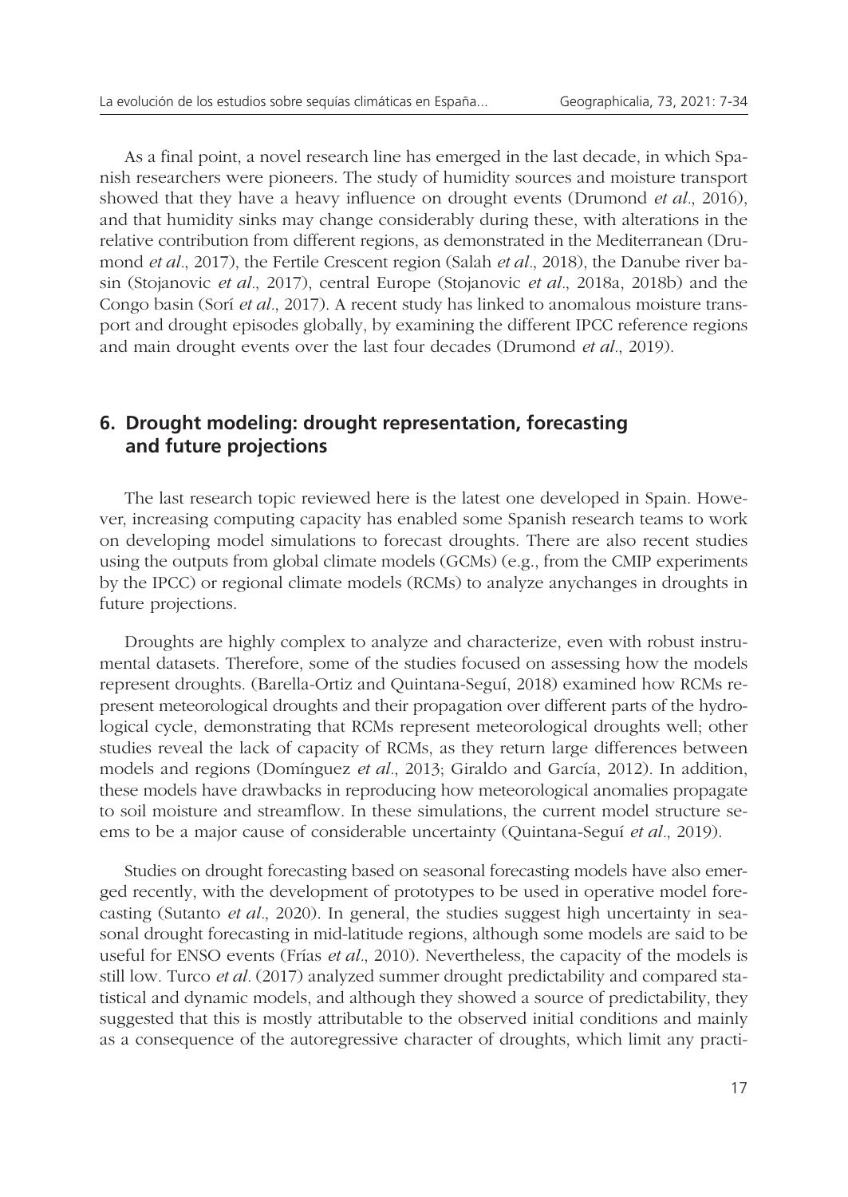As a final point, a novel research line has emerged in the last decade, in which Spanish researchers were pioneers. The study of humidity sources and moisture transport showed that they have a heavy influence on drought events (Drumond *et al*., 2016), and that humidity sinks may change considerably during these, with alterations in the relative contribution from different regions, as demonstrated in the Mediterranean (Drumond *et al*., 2017), the Fertile Crescent region (Salah *et al*., 2018), the Danube river basin (Stojanovic *et al*., 2017), central Europe (Stojanovic *et al*., 2018a, 2018b) and the Congo basin (Sorí *et al*., 2017). A recent study has linked to anomalous moisture transport and drought episodes globally, by examining the different IPCC reference regions and main drought events over the last four decades (Drumond *et al*., 2019).

## 6. Drought modeling: drought representation, forecasting and future projections

The last research topic reviewed here is the latest one developed in Spain. However, increasing computing capacity has enabled some Spanish research teams to work on developing model simulations to forecast droughts. There are also recent studies using the outputs from global climate models (GCMs) (e.g., from the CMIP experiments by the IPCC) or regional climate models (RCMs) to analyze anychanges in droughts in future projections.

Droughts are highly complex to analyze and characterize, even with robust instrumental datasets. Therefore, some of the studies focused on assessing how the models represent droughts. (Barella-Ortiz and Quintana-Seguí, 2018) examined how RCMs represent meteorological droughts and their propagation over different parts of the hydrological cycle, demonstrating that RCMs represent meteorological droughts well; other studies reveal the lack of capacity of RCMs, as they return large differences between models and regions (Domínguez *et al*., 2013; Giraldo and García, 2012). In addition, these models have drawbacks in reproducing how meteorological anomalies propagate to soil moisture and streamflow. In these simulations, the current model structure seems to be a major cause of considerable uncertainty (Quintana-Seguí *et al*., 2019).

Studies on drought forecasting based on seasonal forecasting models have also emerged recently, with the development of prototypes to be used in operative model forecasting (Sutanto *et al*., 2020). In general, the studies suggest high uncertainty in seasonal drought forecasting in mid-latitude regions, although some models are said to be useful for ENSO events (Frías *et al*., 2010). Nevertheless, the capacity of the models is still low. Turco *et al*. (2017) analyzed summer drought predictability and compared statistical and dynamic models, and although they showed a source of predictability, they suggested that this is mostly attributable to the observed initial conditions and mainly as a consequence of the autoregressive character of droughts, which limit any practi-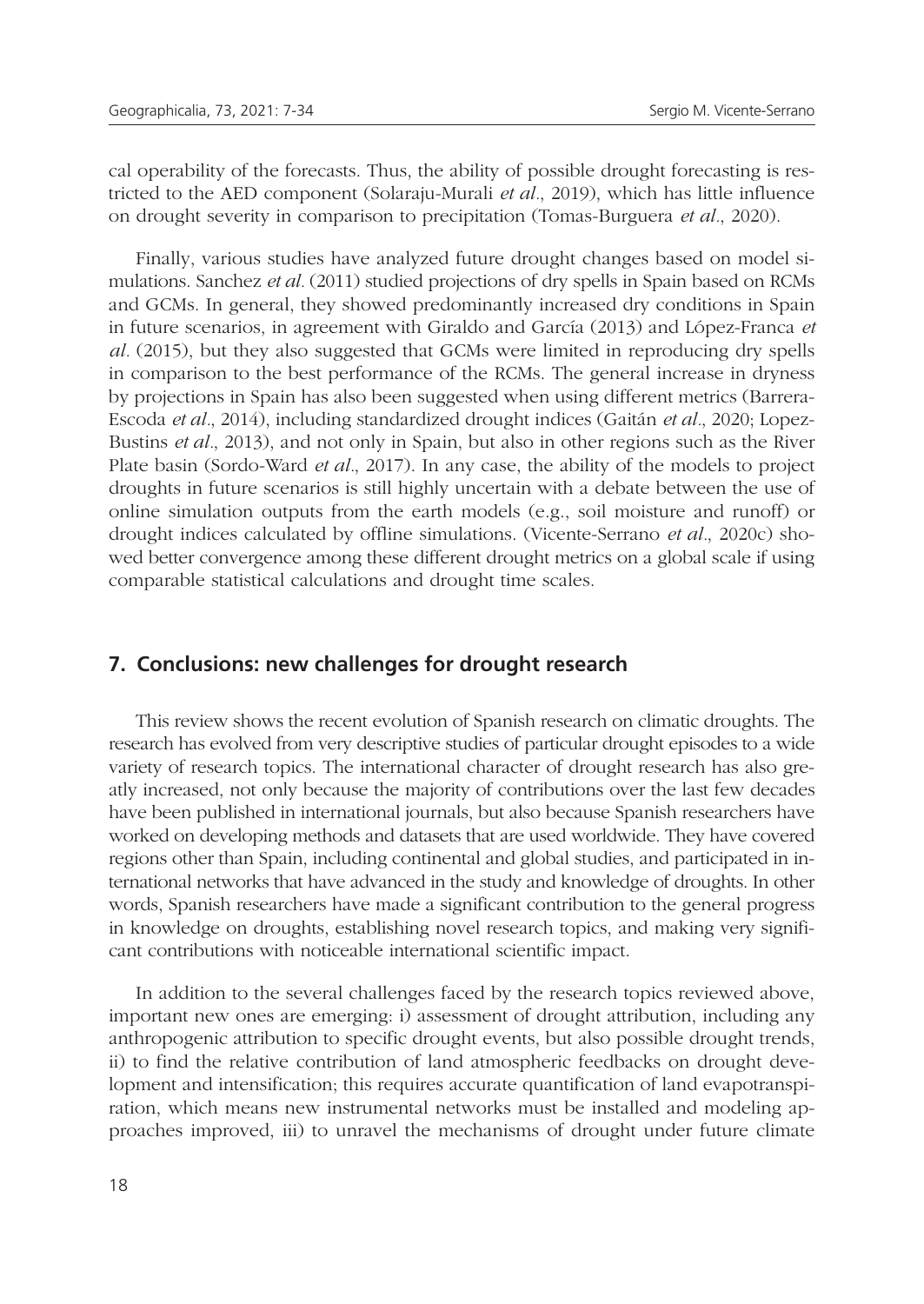cal operability of the forecasts. Thus, the ability of possible drought forecasting is restricted to the AED component (Solaraju-Murali *et al*., 2019), which has little influence on drought severity in comparison to precipitation (Tomas-Burguera *et al*., 2020).

Finally, various studies have analyzed future drought changes based on model simulations. Sanchez *et al.* (2011) studied projections of dry spells in Spain based on RCMs and GCMs. In general, they showed predominantly increased dry conditions in Spain in future scenarios, in agreement with Giraldo and García (2013) and López-Franca *et al*. (2015), but they also suggested that GCMs were limited in reproducing dry spells in comparison to the best performance of the RCMs. The general increase in dryness by projections in Spain has also been suggested when using different metrics (Barrera-Escoda *et al*., 2014), including standardized drought indices (Gaitán *et al*., 2020; Lopez-Bustins *et al*., 2013), and not only in Spain, but also in other regions such as the River Plate basin (Sordo-Ward *et al*., 2017). In any case, the ability of the models to project droughts in future scenarios is still highly uncertain with a debate between the use of online simulation outputs from the earth models (e.g., soil moisture and runoff) or drought indices calculated by offline simulations. (Vicente-Serrano *et al*., 2020c) showed better convergence among these different drought metrics on a global scale if using comparable statistical calculations and drought time scales.

## 7. Conclusions: new challenges for drought research

This review shows the recent evolution of Spanish research on climatic droughts. The research has evolved from very descriptive studies of particular drought episodes to a wide variety of research topics. The international character of drought research has also greatly increased, not only because the majority of contributions over the last few decades have been published in international journals, but also because Spanish researchers have worked on developing methods and datasets that are used worldwide. They have covered regions other than Spain, including continental and global studies, and participated in international networks that have advanced in the study and knowledge of droughts. In other words, Spanish researchers have made a significant contribution to the general progress in knowledge on droughts, establishing novel research topics, and making very significant contributions with noticeable international scientific impact.

In addition to the several challenges faced by the research topics reviewed above, important new ones are emerging: i) assessment of drought attribution, including any anthropogenic attribution to specific drought events, but also possible drought trends, ii) to find the relative contribution of land atmospheric feedbacks on drought development and intensification; this requires accurate quantification of land evapotranspiration, which means new instrumental networks must be installed and modeling approaches improved, iii) to unravel the mechanisms of drought under future climate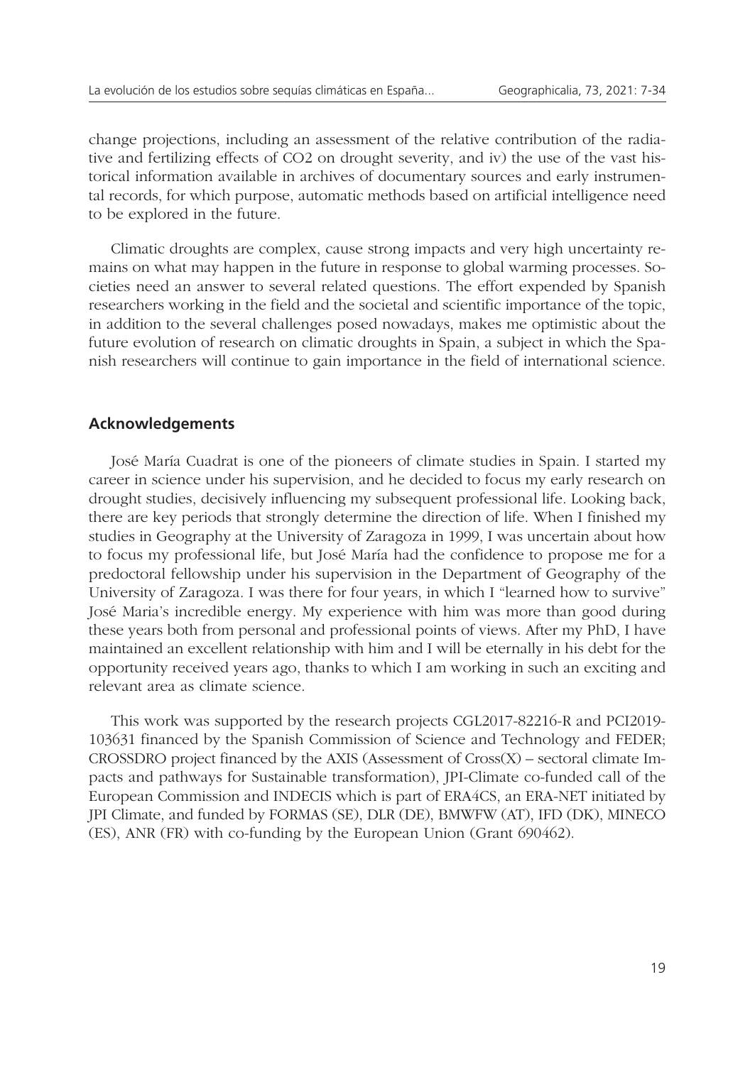change projections, including an assessment of the relative contribution of the radiative and fertilizing effects of $CO_2$ on drought severity, and iv) the use of the vast historical information available in archives of documentary sources and early instrumental records, for which purpose, automatic methods based on artificial intelligence need to be explored in the future.

Climatic droughts are complex, cause strong impacts and very high uncertainty remains on what may happen in the future in response to global warming processes. Societies need an answer to several related questions. The effort expended by Spanish researchers working in the field and the societal and scientific importance of the topic, in addition to the several challenges posed nowadays, makes me optimistic about the future evolution of research on climatic droughts in Spain, a subject in which the Spanish researchers will continue to gain importance in the field of international science.

## Acknowledgements

José María Cuadrat is one of the pioneers of climate studies in Spain. I started my career in science under his supervision, and he decided to focus my early research on drought studies, decisively influencing my subsequent professional life. Looking back, there are key periods that strongly determine the direction of life. When I finished my studies in Geography at the University of Zaragoza in 1999, I was uncertain about how to focus my professional life, but José María had the confidence to propose me for a predoctoral fellowship under his supervision in the Department of Geography of the University of Zaragoza. I was there for four years, in which I "learned how to survive" José Maria's incredible energy. My experience with him was more than good during these years both from personal and professional points of views. After my PhD, I have maintained an excellent relationship with him and I will be eternally in his debt for the opportunity received years ago, thanks to which I am working in such an exciting and relevant area as climate science.

This work was supported by the research projects CGL2017-82216-R and PCI2019-103631 financed by the Spanish Commission of Science and Technology and FEDER; CROSSDRO project financed by the AXIS (Assessment of Cross(X) – sectoral climate Impacts and pathways for Sustainable transformation), JPI-Climate co-funded call of the European Commission and INDECIS which is part of ERA4CS, an ERA-NET initiated by JPI Climate, and funded by FORMAS (SE), DLR (DE), BMWFW (AT), IFD (DK), MINECO (ES), ANR (FR) with co-funding by the European Union (Grant 690462).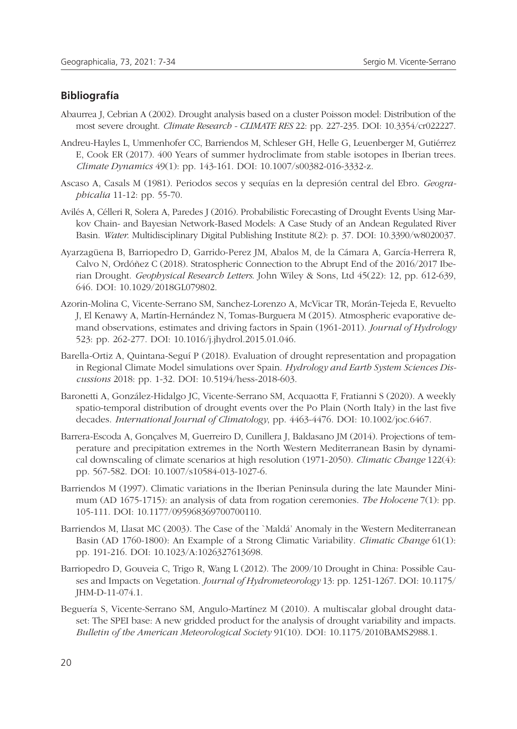## Bibliografía

Abaurrea J, Cebrian A (2002). Drought analysis based on a cluster Poisson model: Distribution of the most severe drought. *Climate Research - CLIMATE RES* 22: pp. 227-235. DOI: 10.3354/cr022227.

Andreu-Hayles L, Ummenhofer CC, Barriendos M, Schleser GH, Helle G, Leuenberger M, Gutiérrez E, Cook ER (2017). 400 Years of summer hydroclimate from stable isotopes in Iberian trees. *Climate Dynamics* 49(1): pp. 143-161. DOI: 10.1007/s00382-016-3332-z.

Ascaso A, Casals M (1981). Periodos secos y sequías en la depresión central del Ebro. *Geographicalia* 11-12: pp. 55-70.

Avilés A, Célleri R, Solera A, Paredes J (2016). Probabilistic Forecasting of Drought Events Using Markov Chain- and Bayesian Network-Based Models: A Case Study of an Andean Regulated River Basin. *Water*. Multidisciplinary Digital Publishing Institute 8(2): p. 37. DOI: 10.3390/w8020037.

Ayarzagüena B, Barriopedro D, Garrido-Perez JM, Abalos M, de la Cámara A, García-Herrera R, Calvo N, Ordóñez C (2018). Stratospheric Connection to the Abrupt End of the 2016/2017 Iberian Drought. *Geophysical Research Letters*. John Wiley & Sons, Ltd 45(22): 12, pp. 612-639, 646. DOI: 10.1029/2018GL079802.

Azorin-Molina C, Vicente-Serrano SM, Sanchez-Lorenzo A, McVicar TR, Morán-Tejeda E, Revuelto J, El Kenawy A, Martín-Hernández N, Tomas-Burguera M (2015). Atmospheric evaporative demand observations, estimates and driving factors in Spain (1961-2011). *Journal of Hydrology* 523: pp. 262-277. DOI: 10.1016/j.jhydrol.2015.01.046.

Barella-Ortiz A, Quintana-Seguí P (2018). Evaluation of drought representation and propagation in Regional Climate Model simulations over Spain. *Hydrology and Earth System Sciences Discussions* 2018: pp. 1-32. DOI: 10.5194/hess-2018-603.

Baronetti A, González-Hidalgo JC, Vicente-Serrano SM, Acquaotta F, Fratianni S (2020). A weekly spatio-temporal distribution of drought events over the Po Plain (North Italy) in the last five decades. *International Journal of Climatology*, pp. 4463-4476. DOI: 10.1002/joc.6467.

Barrera-Escoda A, Gonçalves M, Guerreiro D, Cunillera J, Baldasano JM (2014). Projections of temperature and precipitation extremes in the North Western Mediterranean Basin by dynamical downscaling of climate scenarios at high resolution (1971-2050). *Climatic Change* 122(4): pp. 567-582. DOI: 10.1007/s10584-013-1027-6.

Barriendos M (1997). Climatic variations in the Iberian Peninsula during the late Maunder Minimum (AD 1675-1715): an analysis of data from rogation ceremonies. *The Holocene* 7(1): pp. 105-111. DOI: 10.1177/095968369700700110.

Barriendos M, Llasat MC (2003). The Case of the `Maldá' Anomaly in the Western Mediterranean Basin (AD 1760-1800): An Example of a Strong Climatic Variability. *Climatic Change* 61(1): pp. 191-216. DOI: 10.1023/A:1026327613698.

Barriopedro D, Gouveia C, Trigo R, Wang L (2012). The 2009/10 Drought in China: Possible Causes and Impacts on Vegetation. *Journal of Hydrometeorology* 13: pp. 1251-1267. DOI: 10.1175/JHM-D-11-074.1.

Beguería S, Vicente-Serrano SM, Angulo-Martínez M (2010). A multiscalar global drought dataset: The SPEI base: A new gridded product for the analysis of drought variability and impacts. *Bulletin of the American Meteorological Society* 91(10). DOI: 10.1175/2010BAMS2988.1.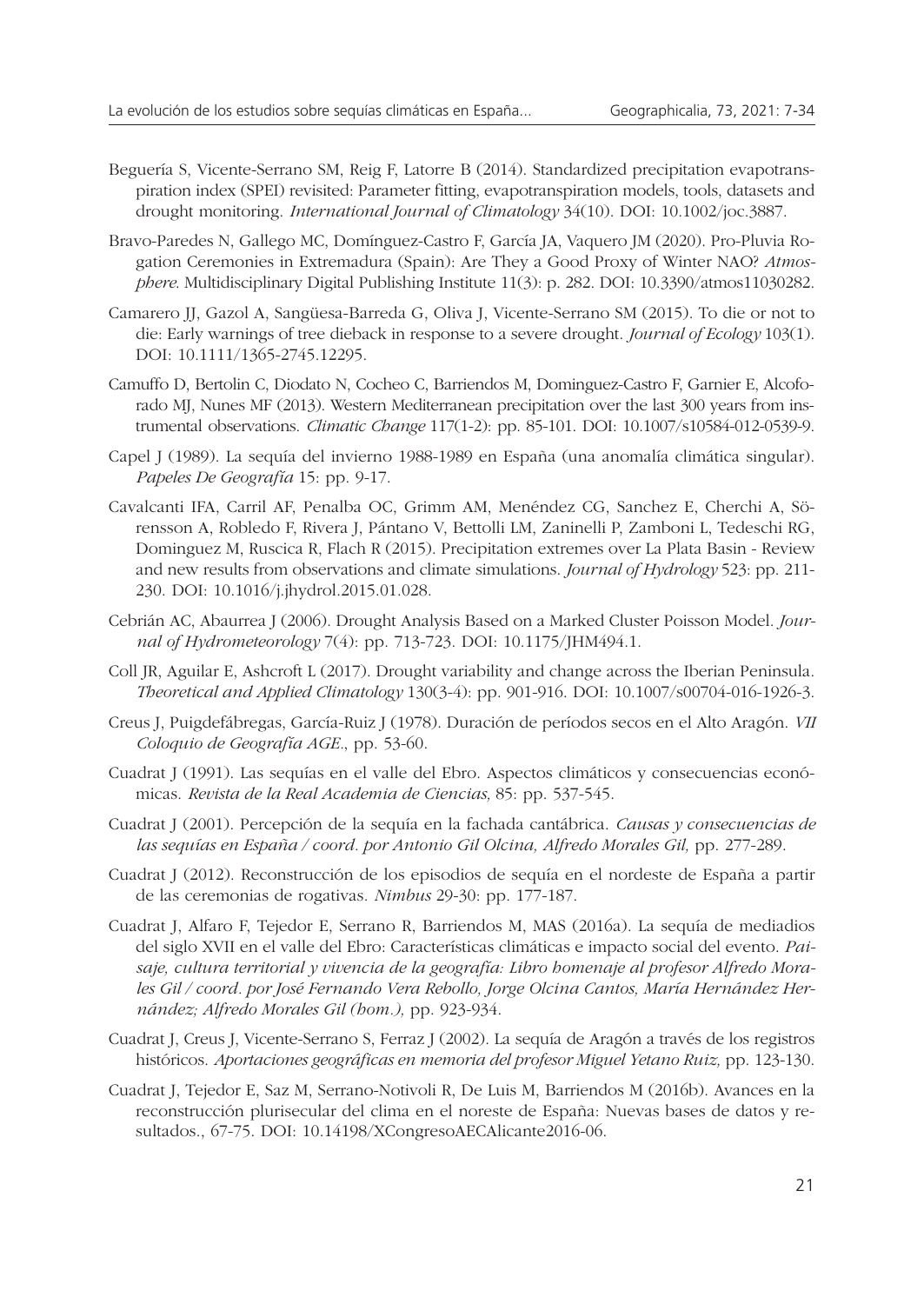Beguería S, Vicente-Serrano SM, Reig F, Latorre B (2014). Standardized precipitation evapotranspiration index (SPEI) revisited: Parameter fitting, evapotranspiration models, tools, datasets and drought monitoring. *International Journal of Climatology* 34(10). DOI: 10.1002/joc.3887.

Bravo-Paredes N, Gallego MC, Domínguez-Castro F, García JA, Vaquero JM (2020). Pro-Pluvia Rogation Ceremonies in Extremadura (Spain): Are They a Good Proxy of Winter NAO? *Atmosphere*. Multidisciplinary Digital Publishing Institute 11(3): p. 282. DOI: 10.3390/atmos11030282.

Camarero JJ, Gazol A, Sangüesa-Barreda G, Oliva J, Vicente-Serrano SM (2015). To die or not to die: Early warnings of tree dieback in response to a severe drought. *Journal of Ecology* 103(1). DOI: 10.1111/1365-2745.12295.

Camuffo D, Bertolin C, Diodato N, Cocheo C, Barriendos M, Dominguez-Castro F, Garnier E, Alcoforado MJ, Nunes MF (2013). Western Mediterranean precipitation over the last 300 years from instrumental observations. *Climatic Change* 117(1-2): pp. 85-101. DOI: 10.1007/s10584-012-0539-9.

Capel J (1989). La sequía del invierno 1988-1989 en España (una anomalía climática singular). *Papeles De Geografía* 15: pp. 9-17.

Cavalcanti IFA, Carril AF, Penalba OC, Grimm AM, Menéndez CG, Sanchez E, Cherchi A, Sörensson A, Robledo F, Rivera J, Pántano V, Bettolli LM, Zaninelli P, Zamboni L, Tedeschi RG, Dominguez M, Ruscica R, Flach R (2015). Precipitation extremes over La Plata Basin - Review and new results from observations and climate simulations. *Journal of Hydrology* 523: pp. 211-230. DOI: 10.1016/j.jhydrol.2015.01.028.

Cebrián AC, Abaurrea J (2006). Drought Analysis Based on a Marked Cluster Poisson Model. *Journal of Hydrometeorology* 7(4): pp. 713-723. DOI: 10.1175/JHM494.1.

Coll JR, Aguilar E, Ashcroft L (2017). Drought variability and change across the Iberian Peninsula. *Theoretical and Applied Climatology* 130(3-4): pp. 901-916. DOI: 10.1007/s00704-016-1926-3.

Creus J, Puigdefábregas, García-Ruiz J (1978). Duración de períodos secos en el Alto Aragón. *VII Coloquio de Geografía AGE*., pp. 53-60.

Cuadrat J (1991). Las sequías en el valle del Ebro. Aspectos climáticos y consecuencias económicas. *Revista de la Real Academia de Ciencias,* 85: pp. 537-545.

Cuadrat J (2001). Percepción de la sequía en la fachada cantábrica. *Causas y consecuencias de las sequías en España / coord. por Antonio Gil Olcina, Alfredo Morales Gil,* pp. 277-289.

Cuadrat J (2012). Reconstrucción de los episodios de sequía en el nordeste de España a partir de las ceremonias de rogativas. *Nimbus* 29-30: pp. 177-187.

Cuadrat J, Alfaro F, Tejedor E, Serrano R, Barriendos M, MAS (2016a). La sequía de mediadios del siglo XVII en el valle del Ebro: Características climáticas e impacto social del evento. *Paisaje, cultura territorial y vivencia de la geografía: Libro homenaje al profesor Alfredo Morales Gil / coord. por José Fernando Vera Rebollo, Jorge Olcina Cantos, María Hernández Hernández; Alfredo Morales Gil (hom.),* pp. 923-934.

Cuadrat J, Creus J, Vicente-Serrano S, Ferraz J (2002). La sequía de Aragón a través de los registros históricos. *Aportaciones geográficas en memoria del profesor Miguel Yetano Ruiz,* pp. 123-130.

Cuadrat J, Tejedor E, Saz M, Serrano-Notivoli R, De Luis M, Barriendos M (2016b). Avances en la reconstrucción plurisecular del clima en el noreste de España: Nuevas bases de datos y resultados., 67-75. DOI: 10.14198/XCongresoAECAlicante2016-06.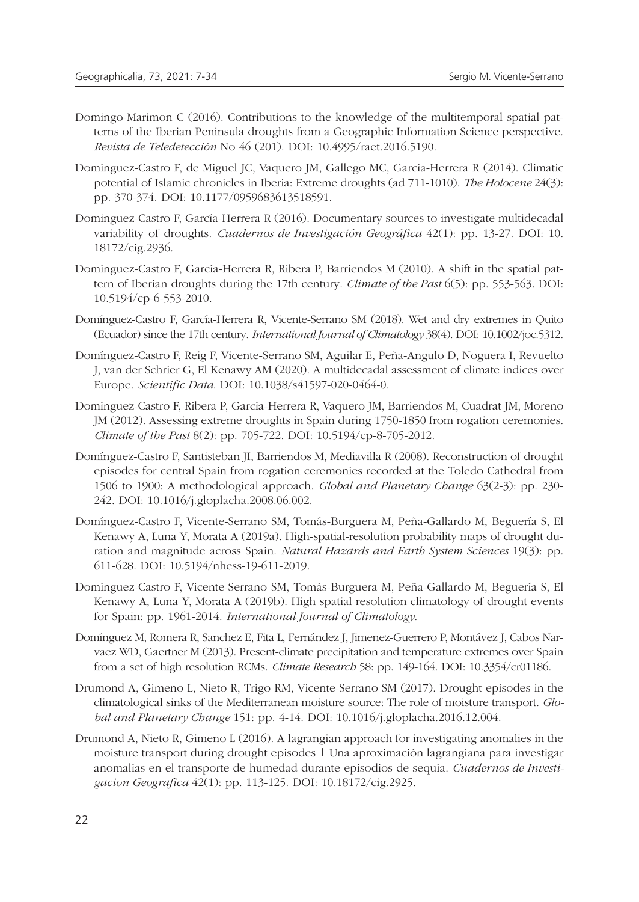Domingo-Marimon C (2016). Contributions to the knowledge of the multitemporal spatial patterns of the Iberian Peninsula droughts from a Geographic Information Science perspective. *Revista de Teledetección* No 46 (201). DOI: 10.4995/raet.2016.5190.

Domínguez-Castro F, de Miguel JC, Vaquero JM, Gallego MC, García-Herrera R (2014). Climatic potential of Islamic chronicles in Iberia: Extreme droughts (ad 711-1010). *The Holocene* 24(3): pp. 370-374. DOI: 10.1177/0959683613518591.

Dominguez-Castro F, García-Herrera R (2016). Documentary sources to investigate multidecadal variability of droughts. *Cuadernos de Investigación Geográfica* 42(1): pp. 13-27. DOI: 10. 18172/cig.2936.

Domínguez-Castro F, García-Herrera R, Ribera P, Barriendos M (2010). A shift in the spatial pattern of Iberian droughts during the 17th century. *Climate of the Past* 6(5): pp. 553-563. DOI: 10.5194/cp-6-553-2010.

Domínguez-Castro F, García-Herrera R, Vicente-Serrano SM (2018). Wet and dry extremes in Quito (Ecuador) since the 17th century. *International Journal of Climatology* 38(4). DOI: 10.1002/joc.5312.

Domínguez-Castro F, Reig F, Vicente-Serrano SM, Aguilar E, Peña-Angulo D, Noguera I, Revuelto J, van der Schrier G, El Kenawy AM (2020). A multidecadal assessment of climate indices over Europe. *Scientific Data*. DOI: 10.1038/s41597-020-0464-0.

Domínguez-Castro F, Ribera P, García-Herrera R, Vaquero JM, Barriendos M, Cuadrat JM, Moreno JM (2012). Assessing extreme droughts in Spain during 1750-1850 from rogation ceremonies. *Climate of the Past* 8(2): pp. 705-722. DOI: 10.5194/cp-8-705-2012.

Domínguez-Castro F, Santisteban JI, Barriendos M, Mediavilla R (2008). Reconstruction of drought episodes for central Spain from rogation ceremonies recorded at the Toledo Cathedral from 1506 to 1900: A methodological approach. *Global and Planetary Change* 63(2-3): pp. 230-242. DOI: 10.1016/j.gloplacha.2008.06.002.

Domínguez-Castro F, Vicente-Serrano SM, Tomás-Burguera M, Peña-Gallardo M, Beguería S, El Kenawy A, Luna Y, Morata A (2019a). High-spatial-resolution probability maps of drought duration and magnitude across Spain. *Natural Hazards and Earth System Sciences* 19(3): pp. 611-628. DOI: 10.5194/nhess-19-611-2019.

Domínguez-Castro F, Vicente-Serrano SM, Tomás-Burguera M, Peña-Gallardo M, Beguería S, El Kenawy A, Luna Y, Morata A (2019b). High spatial resolution climatology of drought events for Spain: pp. 1961-2014. *International Journal of Climatology*.

Domínguez M, Romera R, Sanchez E, Fita L, Fernández J, Jimenez-Guerrero P, Montávez J, Cabos Narvaez WD, Gaertner M (2013). Present-climate precipitation and temperature extremes over Spain from a set of high resolution RCMs. *Climate Research* 58: pp. 149-164. DOI: 10.3354/cr01186.

Drumond A, Gimeno L, Nieto R, Trigo RM, Vicente-Serrano SM (2017). Drought episodes in the climatological sinks of the Mediterranean moisture source: The role of moisture transport. *Global and Planetary Change* 151: pp. 4-14. DOI: 10.1016/j.gloplacha.2016.12.004.

Drumond A, Nieto R, Gimeno L (2016). A lagrangian approach for investigating anomalies in the moisture transport during drought episodes | Una aproximación lagrangiana para investigar anomalías en el transporte de humedad durante episodios de sequía. *Cuadernos de Investigacion Geografica* 42(1): pp. 113-125. DOI: 10.18172/cig.2925.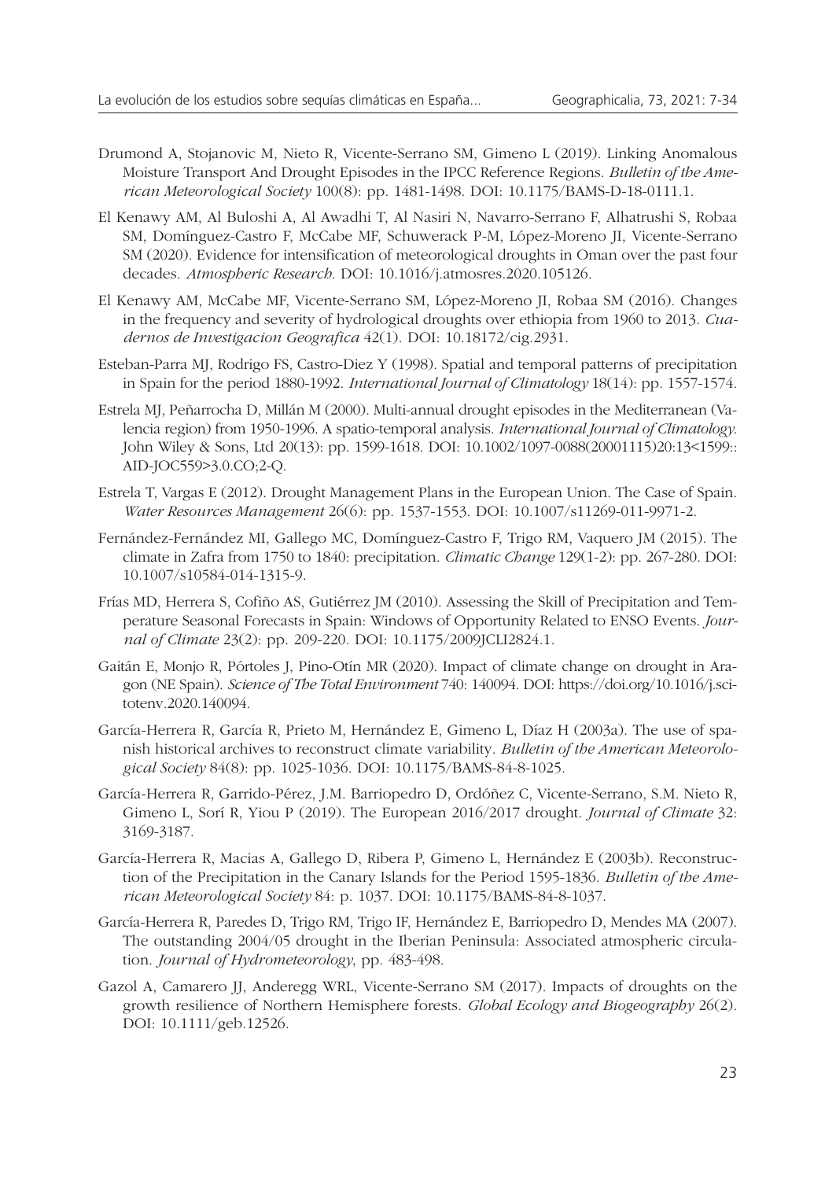Drumond A, Stojanovic M, Nieto R, Vicente-Serrano SM, Gimeno L (2019). Linking Anomalous Moisture Transport And Drought Episodes in the IPCC Reference Regions. *Bulletin of the American Meteorological Society* 100(8): pp. 1481-1498. DOI: 10.1175/BAMS-D-18-0111.1.

El Kenawy AM, Al Buloshi A, Al Awadhi T, Al Nasiri N, Navarro-Serrano F, Alhatrushi S, Robaa SM, Domínguez-Castro F, McCabe MF, Schuwerack P-M, López-Moreno JI, Vicente-Serrano SM (2020). Evidence for intensification of meteorological droughts in Oman over the past four decades. *Atmospheric Research*. DOI: 10.1016/j.atmosres.2020.105126.

El Kenawy AM, McCabe MF, Vicente-Serrano SM, López-Moreno JI, Robaa SM (2016). Changes in the frequency and severity of hydrological droughts over ethiopia from 1960 to 2013. *Cuadernos de Investigacion Geografica* 42(1). DOI: 10.18172/cig.2931.

Esteban-Parra MJ, Rodrigo FS, Castro-Diez Y (1998). Spatial and temporal patterns of precipitation in Spain for the period 1880-1992. *International Journal of Climatology* 18(14): pp. 1557-1574.

Estrela MJ, Peñarrocha D, Millán M (2000). Multi-annual drought episodes in the Mediterranean (Valencia region) from 1950-1996. A spatio-temporal analysis. *International Journal of Climatology*. John Wiley & Sons, Ltd 20(13): pp. 1599-1618. DOI: 10.1002/1097-0088(20001115)20:13<1599::AID-JOC559>3.0.CO;2-Q.

Estrela T, Vargas E (2012). Drought Management Plans in the European Union. The Case of Spain. *Water Resources Management* 26(6): pp. 1537-1553. DOI: 10.1007/s11269-011-9971-2.

Fernández-Fernández MI, Gallego MC, Domínguez-Castro F, Trigo RM, Vaquero JM (2015). The climate in Zafra from 1750 to 1840: precipitation. *Climatic Change* 129(1-2): pp. 267-280. DOI: 10.1007/s10584-014-1315-9.

Frías MD, Herrera S, Cofiño AS, Gutiérrez JM (2010). Assessing the Skill of Precipitation and Temperature Seasonal Forecasts in Spain: Windows of Opportunity Related to ENSO Events. *Journal of Climate* 23(2): pp. 209-220. DOI: 10.1175/2009JCLI2824.1.

Gaitán E, Monjo R, Pórtoles J, Pino-Otín MR (2020). Impact of climate change on drought in Aragon (NE Spain). *Science of The Total Environment* 740: 140094. DOI: https://doi.org/10.1016/j.scitotenv.2020.140094.

García-Herrera R, García R, Prieto M, Hernández E, Gimeno L, Díaz H (2003a). The use of spanish historical archives to reconstruct climate variability. *Bulletin of the American Meteorological Society* 84(8): pp. 1025-1036. DOI: 10.1175/BAMS-84-8-1025.

García-Herrera R, Garrido-Pérez, J.M. Barriopedro D, Ordóñez C, Vicente-Serrano, S.M. Nieto R, Gimeno L, Sorí R, Yiou P (2019). The European 2016/2017 drought. *Journal of Climate* 32: 3169-3187.

García-Herrera R, Macias A, Gallego D, Ribera P, Gimeno L, Hernández E (2003b). Reconstruction of the Precipitation in the Canary Islands for the Period 1595-1836. *Bulletin of the American Meteorological Society* 84: p. 1037. DOI: 10.1175/BAMS-84-8-1037.

García-Herrera R, Paredes D, Trigo RM, Trigo IF, Hernández E, Barriopedro D, Mendes MA (2007). The outstanding 2004/05 drought in the Iberian Peninsula: Associated atmospheric circulation. *Journal of Hydrometeorology*, pp. 483-498.

Gazol A, Camarero JJ, Anderegg WRL, Vicente-Serrano SM (2017). Impacts of droughts on the growth resilience of Northern Hemisphere forests. *Global Ecology and Biogeography* 26(2). DOI: 10.1111/geb.12526.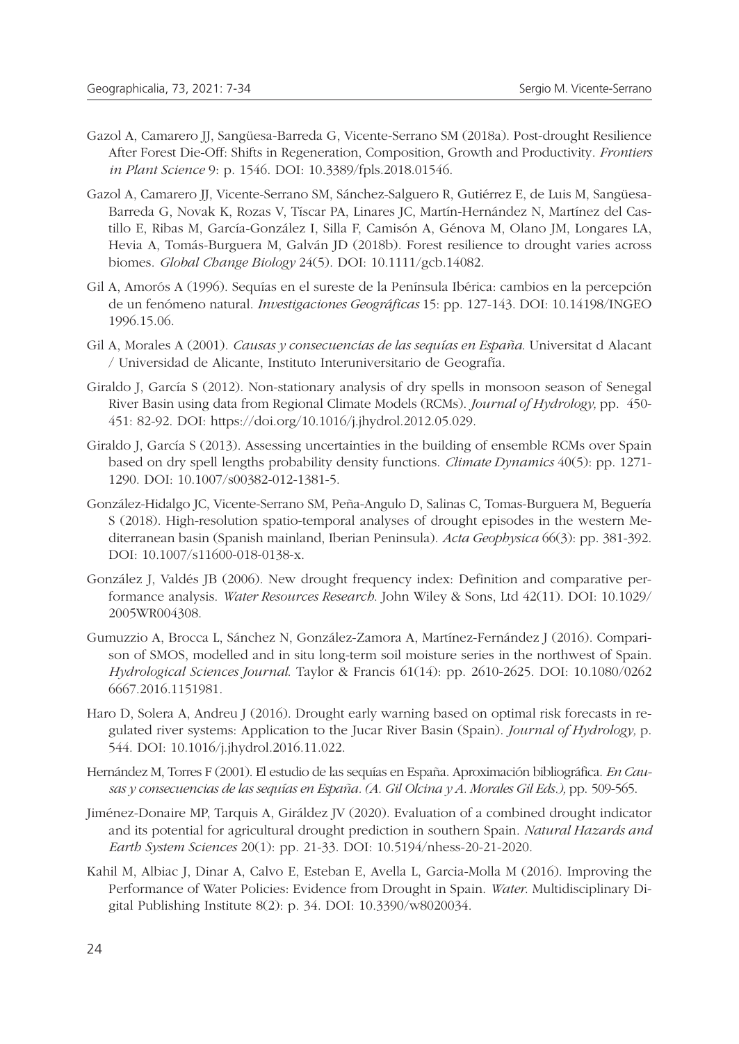Gazol A, Camarero JJ, Sangüesa-Barreda G, Vicente-Serrano SM (2018a). Post-drought Resilience After Forest Die-Off: Shifts in Regeneration, Composition, Growth and Productivity. *Frontiers in Plant Science* 9: p. 1546. DOI: 10.3389/fpls.2018.01546.

Gazol A, Camarero JJ, Vicente-Serrano SM, Sánchez-Salguero R, Gutiérrez E, de Luis M, Sangüesa-Barreda G, Novak K, Rozas V, Tíscar PA, Linares JC, Martín-Hernández N, Martínez del Castillo E, Ribas M, García-González I, Silla F, Camisón A, Génova M, Olano JM, Longares LA, Hevia A, Tomás-Burguera M, Galván JD (2018b). Forest resilience to drought varies across biomes. *Global Change Biology* 24(5). DOI: 10.1111/gcb.14082.

Gil A, Amorós A (1996). Sequías en el sureste de la Península Ibérica: cambios en la percepción de un fenómeno natural. *Investigaciones Geográficas* 15: pp. 127-143. DOI: 10.14198/INGEO 1996.15.06.

Gil A, Morales A (2001). *Causas y consecuencias de las sequías en España.* Universitat d Alacant / Universidad de Alicante, Instituto Interuniversitario de Geografía.

Giraldo J, García S (2012). Non-stationary analysis of dry spells in monsoon season of Senegal River Basin using data from Regional Climate Models (RCMs). *Journal of Hydrology,* pp. 450-451: 82-92. DOI: https://doi.org/10.1016/j.jhydrol.2012.05.029.

Giraldo J, García S (2013). Assessing uncertainties in the building of ensemble RCMs over Spain based on dry spell lengths probability density functions. *Climate Dynamics* 40(5): pp. 1271-1290. DOI: 10.1007/s00382-012-1381-5.

González-Hidalgo JC, Vicente-Serrano SM, Peña-Angulo D, Salinas C, Tomas-Burguera M, Beguería S (2018). High-resolution spatio-temporal analyses of drought episodes in the western Mediterranean basin (Spanish mainland, Iberian Peninsula). *Acta Geophysica* 66(3): pp. 381-392. DOI: 10.1007/s11600-018-0138-x.

González J, Valdés JB (2006). New drought frequency index: Definition and comparative performance analysis. *Water Resources Research.* John Wiley & Sons, Ltd 42(11). DOI: 10.1029/2005WR004308.

Gumuzzio A, Brocca L, Sánchez N, González-Zamora A, Martínez-Fernández J (2016). Comparison of SMOS, modelled and in situ long-term soil moisture series in the northwest of Spain. *Hydrological Sciences Journal.* Taylor & Francis 61(14): pp. 2610-2625. DOI: 10.1080/0262 6667.2016.1151981.

Haro D, Solera A, Andreu J (2016). Drought early warning based on optimal risk forecasts in regulated river systems: Application to the Jucar River Basin (Spain). *Journal of Hydrology,* p. 544. DOI: 10.1016/j.jhydrol.2016.11.022.

Hernández M, Torres F (2001). El estudio de las sequías en España. Aproximación bibliográfica. *En Causas y consecuencias de las sequías en España. (A. Gil Olcina y A. Morales Gil Eds.),* pp. 509-565.

Jiménez-Donaire MP, Tarquis A, Giráldez JV (2020). Evaluation of a combined drought indicator and its potential for agricultural drought prediction in southern Spain. *Natural Hazards and Earth System Sciences* 20(1): pp. 21-33. DOI: 10.5194/nhess-20-21-2020.

Kahil M, Albiac J, Dinar A, Calvo E, Esteban E, Avella L, Garcia-Molla M (2016). Improving the Performance of Water Policies: Evidence from Drought in Spain. *Water.* Multidisciplinary Digital Publishing Institute 8(2): p. 34. DOI: 10.3390/w8020034.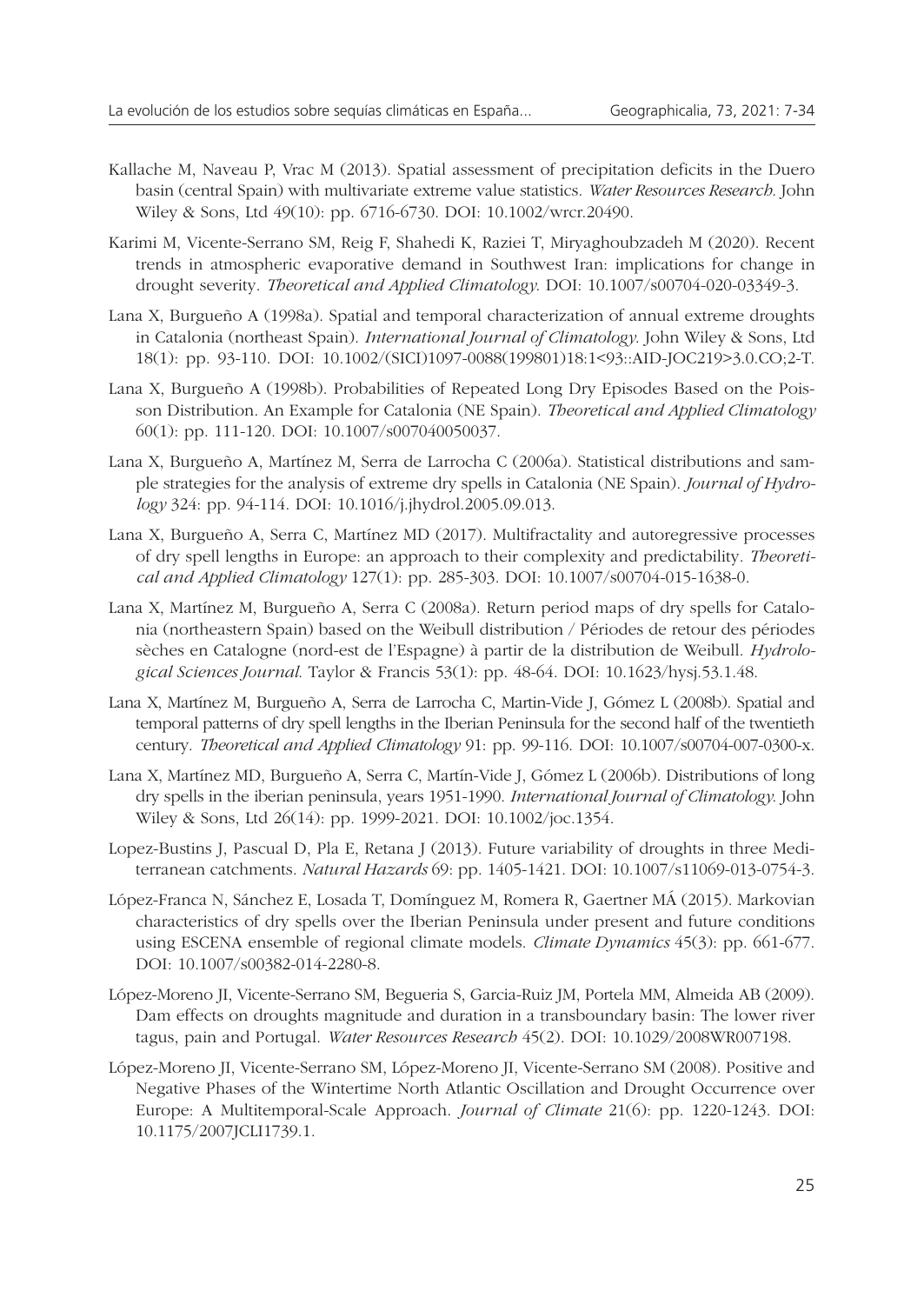Kallache M, Naveau P, Vrac M (2013). Spatial assessment of precipitation deficits in the Duero basin (central Spain) with multivariate extreme value statistics. *Water Resources Research*. John Wiley & Sons, Ltd 49(10): pp. 6716-6730. DOI: 10.1002/wrcr.20490.

Karimi M, Vicente-Serrano SM, Reig F, Shahedi K, Raziei T, Miryaghoubzadeh M (2020). Recent trends in atmospheric evaporative demand in Southwest Iran: implications for change in drought severity. *Theoretical and Applied Climatology*. DOI: 10.1007/s00704-020-03349-3.

Lana X, Burgueño A (1998a). Spatial and temporal characterization of annual extreme droughts in Catalonia (northeast Spain). *International Journal of Climatology*. John Wiley & Sons, Ltd 18(1): pp. 93-110. DOI: 10.1002/(SICI)1097-0088(199801)18:1<93::AID-JOC219>3.0.CO;2-T.

Lana X, Burgueño A (1998b). Probabilities of Repeated Long Dry Episodes Based on the Poisson Distribution. An Example for Catalonia (NE Spain). *Theoretical and Applied Climatology* 60(1): pp. 111-120. DOI: 10.1007/s007040050037.

Lana X, Burgueño A, Martínez M, Serra de Larrocha C (2006a). Statistical distributions and sample strategies for the analysis of extreme dry spells in Catalonia (NE Spain). *Journal of Hydrology* 324: pp. 94-114. DOI: 10.1016/j.jhydrol.2005.09.013.

Lana X, Burgueño A, Serra C, Martínez MD (2017). Multifractality and autoregressive processes of dry spell lengths in Europe: an approach to their complexity and predictability. *Theoretical and Applied Climatology* 127(1): pp. 285-303. DOI: 10.1007/s00704-015-1638-0.

Lana X, Martínez M, Burgueño A, Serra C (2008a). Return period maps of dry spells for Catalonia (northeastern Spain) based on the Weibull distribution / Périodes de retour des périodes sèches en Catalogne (nord-est de l'Espagne) à partir de la distribution de Weibull. *Hydrological Sciences Journal*. Taylor & Francis 53(1): pp. 48-64. DOI: 10.1623/hysj.53.1.48.

Lana X, Martínez M, Burgueño A, Serra de Larrocha C, Martin-Vide J, Gómez L (2008b). Spatial and temporal patterns of dry spell lengths in the Iberian Peninsula for the second half of the twentieth century. *Theoretical and Applied Climatology* 91: pp. 99-116. DOI: 10.1007/s00704-007-0300-x.

Lana X, Martínez MD, Burgueño A, Serra C, Martín-Vide J, Gómez L (2006b). Distributions of long dry spells in the iberian peninsula, years 1951-1990. *International Journal of Climatology*. John Wiley & Sons, Ltd 26(14): pp. 1999-2021. DOI: 10.1002/joc.1354.

Lopez-Bustins J, Pascual D, Pla E, Retana J (2013). Future variability of droughts in three Mediterranean catchments. *Natural Hazards* 69: pp. 1405-1421. DOI: 10.1007/s11069-013-0754-3.

López-Franca N, Sánchez E, Losada T, Domínguez M, Romera R, Gaertner MÁ (2015). Markovian characteristics of dry spells over the Iberian Peninsula under present and future conditions using ESCENA ensemble of regional climate models. *Climate Dynamics* 45(3): pp. 661-677. DOI: 10.1007/s00382-014-2280-8.

López-Moreno JI, Vicente-Serrano SM, Begueria S, Garcia-Ruiz JM, Portela MM, Almeida AB (2009). Dam effects on droughts magnitude and duration in a transboundary basin: The lower river tagus, pain and Portugal. *Water Resources Research* 45(2). DOI: 10.1029/2008WR007198.

López-Moreno JI, Vicente-Serrano SM, López-Moreno JI, Vicente-Serrano SM (2008). Positive and Negative Phases of the Wintertime North Atlantic Oscillation and Drought Occurrence over Europe: A Multitemporal-Scale Approach. *Journal of Climate* 21(6): pp. 1220-1243. DOI: 10.1175/2007JCLI1739.1.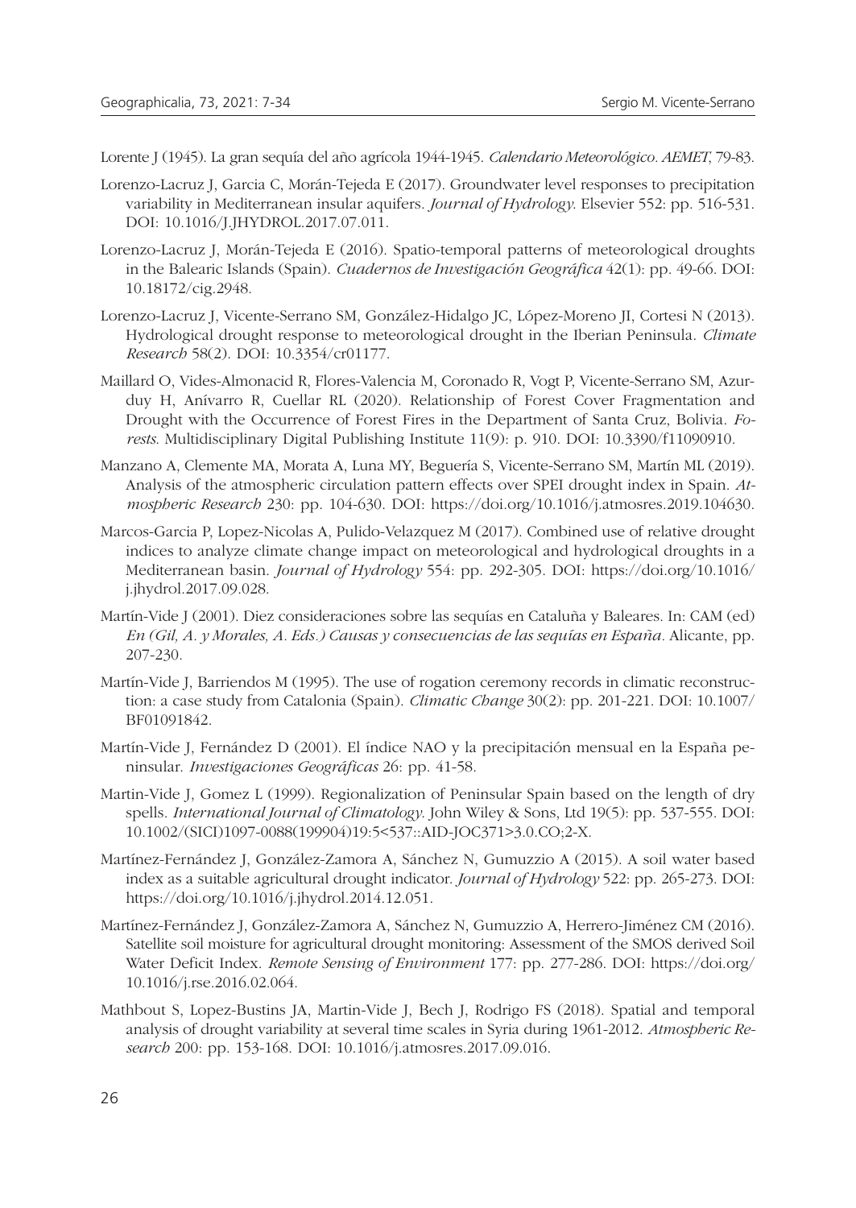Lorente J (1945). La gran sequía del año agrícola 1944-1945. *Calendario Meteorológico. AEMET*, 79-83.

Lorenzo-Lacruz J, Garcia C, Morán-Tejeda E (2017). Groundwater level responses to precipitation variability in Mediterranean insular aquifers. *Journal of Hydrology*. Elsevier 552: pp. 516-531. DOI: 10.1016/J.JHYDROL.2017.07.011.

Lorenzo-Lacruz J, Morán-Tejeda E (2016). Spatio-temporal patterns of meteorological droughts in the Balearic Islands (Spain). *Cuadernos de Investigación Geográfica* 42(1): pp. 49-66. DOI: 10.18172/cig.2948.

Lorenzo-Lacruz J, Vicente-Serrano SM, González-Hidalgo JC, López-Moreno JI, Cortesi N (2013). Hydrological drought response to meteorological drought in the Iberian Peninsula. *Climate Research* 58(2). DOI: 10.3354/cr01177.

Maillard O, Vides-Almonacid R, Flores-Valencia M, Coronado R, Vogt P, Vicente-Serrano SM, Azurduy H, Anívarro R, Cuellar RL (2020). Relationship of Forest Cover Fragmentation and Drought with the Occurrence of Forest Fires in the Department of Santa Cruz, Bolivia. *Forests*. Multidisciplinary Digital Publishing Institute 11(9): p. 910. DOI: 10.3390/f11090910.

Manzano A, Clemente MA, Morata A, Luna MY, Beguería S, Vicente-Serrano SM, Martín ML (2019). Analysis of the atmospheric circulation pattern effects over SPEI drought index in Spain. *Atmospheric Research* 230: pp. 104-630. DOI: https://doi.org/10.1016/j.atmosres.2019.104630.

Marcos-Garcia P, Lopez-Nicolas A, Pulido-Velazquez M (2017). Combined use of relative drought indices to analyze climate change impact on meteorological and hydrological droughts in a Mediterranean basin. *Journal of Hydrology* 554: pp. 292-305. DOI: https://doi.org/10.1016/j.jhydrol.2017.09.028.

Martín-Vide J (2001). Diez consideraciones sobre las sequías en Cataluña y Baleares. In: CAM (ed) *En (Gil, A. y Morales, A. Eds.) Causas y consecuencias de las sequías en España*. Alicante, pp. 207-230.

Martín-Vide J, Barriendos M (1995). The use of rogation ceremony records in climatic reconstruction: a case study from Catalonia (Spain). *Climatic Change* 30(2): pp. 201-221. DOI: 10.1007/BF01091842.

Martín-Vide J, Fernández D (2001). El índice NAO y la precipitación mensual en la España peninsular. *Investigaciones Geográficas* 26: pp. 41-58.

Martin-Vide J, Gomez L (1999). Regionalization of Peninsular Spain based on the length of dry spells. *International Journal of Climatology*. John Wiley & Sons, Ltd 19(5): pp. 537-555. DOI: 10.1002/(SICI)1097-0088(199904)19:5<537::AID-JOC371>3.0.CO;2-X.

Martínez-Fernández J, González-Zamora A, Sánchez N, Gumuzzio A (2015). A soil water based index as a suitable agricultural drought indicator. *Journal of Hydrology* 522: pp. 265-273. DOI: https://doi.org/10.1016/j.jhydrol.2014.12.051.

Martínez-Fernández J, González-Zamora A, Sánchez N, Gumuzzio A, Herrero-Jiménez CM (2016). Satellite soil moisture for agricultural drought monitoring: Assessment of the SMOS derived Soil Water Deficit Index. *Remote Sensing of Environment* 177: pp. 277-286. DOI: https://doi.org/10.1016/j.rse.2016.02.064.

Mathbout S, Lopez-Bustins JA, Martin-Vide J, Bech J, Rodrigo FS (2018). Spatial and temporal analysis of drought variability at several time scales in Syria during 1961-2012. *Atmospheric Research* 200: pp. 153-168. DOI: 10.1016/j.atmosres.2017.09.016.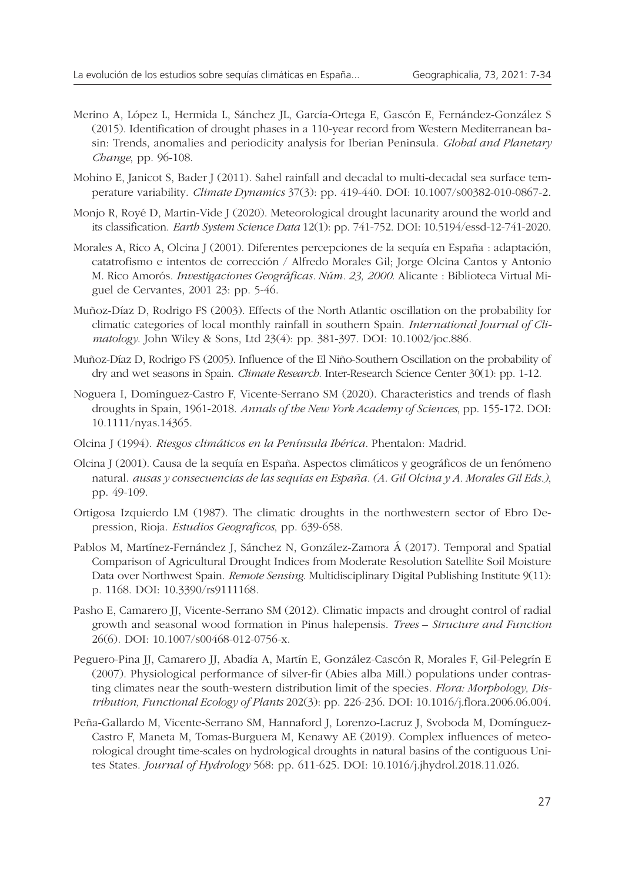Merino A, López L, Hermida L, Sánchez JL, García-Ortega E, Gascón E, Fernández-González S (2015). Identification of drought phases in a 110-year record from Western Mediterranean basin: Trends, anomalies and periodicity analysis for Iberian Peninsula. *Global and Planetary Change*, pp. 96-108.

Mohino E, Janicot S, Bader J (2011). Sahel rainfall and decadal to multi-decadal sea surface temperature variability. *Climate Dynamics* 37(3): pp. 419-440. DOI: 10.1007/s00382-010-0867-2.

Monjo R, Royé D, Martin-Vide J (2020). Meteorological drought lacunarity around the world and its classification. *Earth System Science Data* 12(1): pp. 741-752. DOI: 10.5194/essd-12-741-2020.

Morales A, Rico A, Olcina J (2001). Diferentes percepciones de la sequía en España : adaptación, catatrofismo e intentos de corrección / Alfredo Morales Gil; Jorge Olcina Cantos y Antonio M. Rico Amorós. *Investigaciones Geográficas. Núm. 23, 2000*. Alicante : Biblioteca Virtual Miguel de Cervantes, 2001 23: pp. 5-46.

Muñoz-Díaz D, Rodrigo FS (2003). Effects of the North Atlantic oscillation on the probability for climatic categories of local monthly rainfall in southern Spain. *International Journal of Climatology*. John Wiley & Sons, Ltd 23(4): pp. 381-397. DOI: 10.1002/joc.886.

Muñoz-Díaz D, Rodrigo FS (2005). Influence of the El Niño-Southern Oscillation on the probability of dry and wet seasons in Spain. *Climate Research*. Inter-Research Science Center 30(1): pp. 1-12.

Noguera I, Domínguez-Castro F, Vicente-Serrano SM (2020). Characteristics and trends of flash droughts in Spain, 1961-2018. *Annals of the New York Academy of Sciences*, pp. 155-172. DOI: 10.1111/nyas.14365.

Olcina J (1994). *Riesgos climáticos en la Península Ibérica*. Phentalon: Madrid.

Olcina J (2001). Causa de la sequía en España. Aspectos climáticos y geográficos de un fenómeno natural. *ausas y consecuencias de las sequías en España. (A. Gil Olcina y A. Morales Gil Eds.)*, pp. 49-109.

Ortigosa Izquierdo LM (1987). The climatic droughts in the northwestern sector of Ebro Depression, Rioja. *Estudios Geograficos*, pp. 639-658.

Pablos M, Martínez-Fernández J, Sánchez N, González-Zamora Á (2017). Temporal and Spatial Comparison of Agricultural Drought Indices from Moderate Resolution Satellite Soil Moisture Data over Northwest Spain. *Remote Sensing*. Multidisciplinary Digital Publishing Institute 9(11): p. 1168. DOI: 10.3390/rs9111168.

Pasho E, Camarero JJ, Vicente-Serrano SM (2012). Climatic impacts and drought control of radial growth and seasonal wood formation in Pinus halepensis. *Trees – Structure and Function* 26(6). DOI: 10.1007/s00468-012-0756-x.

Peguero-Pina JJ, Camarero JJ, Abadía A, Martín E, González-Cascón R, Morales F, Gil-Pelegrín E (2007). Physiological performance of silver-fir (Abies alba Mill.) populations under contrasting climates near the south-western distribution limit of the species. *Flora: Morphology, Distribution, Functional Ecology of Plants* 202(3): pp. 226-236. DOI: 10.1016/j.flora.2006.06.004.

Peña-Gallardo M, Vicente-Serrano SM, Hannaford J, Lorenzo-Lacruz J, Svoboda M, Domínguez-Castro F, Maneta M, Tomas-Burguera M, Kenawy AE (2019). Complex influences of meteorological drought time-scales on hydrological droughts in natural basins of the contiguous Unites States. *Journal of Hydrology* 568: pp. 611-625. DOI: 10.1016/j.jhydrol.2018.11.026.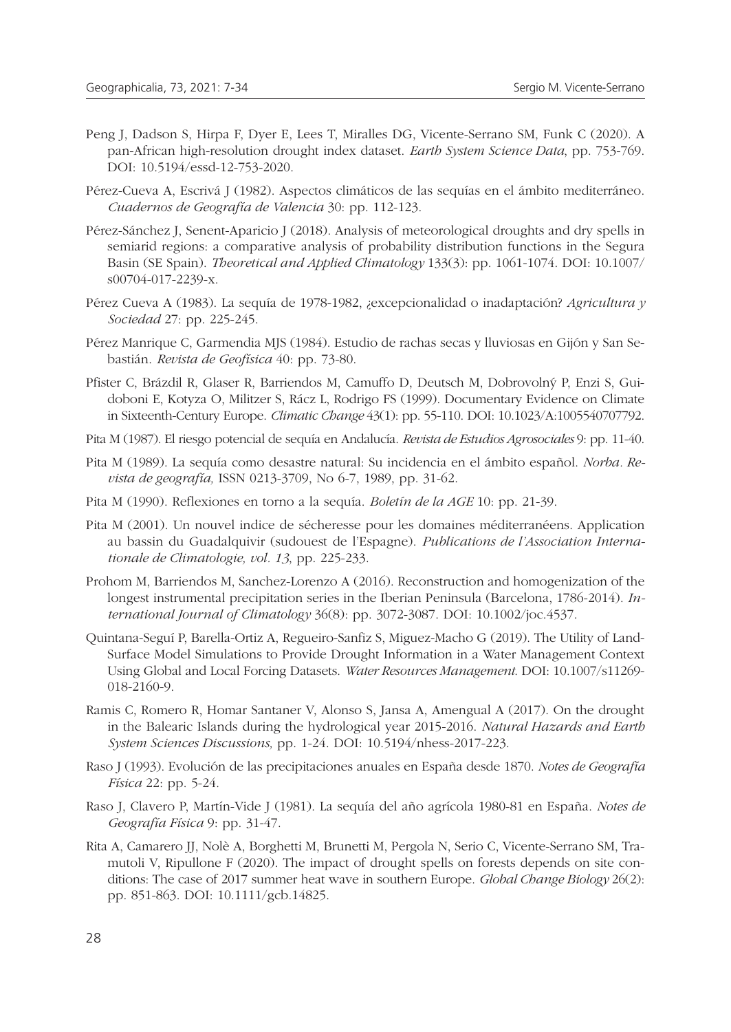Peng J, Dadson S, Hirpa F, Dyer E, Lees T, Miralles DG, Vicente-Serrano SM, Funk C (2020). A pan-African high-resolution drought index dataset. *Earth System Science Data*, pp. 753-769. DOI: 10.5194/essd-12-753-2020.

Pérez-Cueva A, Escrivá J (1982). Aspectos climáticos de las sequías en el ámbito mediterráneo. *Cuadernos de Geografía de Valencia* 30: pp. 112-123.

Pérez-Sánchez J, Senent-Aparicio J (2018). Analysis of meteorological droughts and dry spells in semiarid regions: a comparative analysis of probability distribution functions in the Segura Basin (SE Spain). *Theoretical and Applied Climatology* 133(3): pp. 1061-1074. DOI: 10.1007/s00704-017-2239-x.

Pérez Cueva A (1983). La sequía de 1978-1982, ¿excepcionalidad o inadaptación? *Agricultura y Sociedad* 27: pp. 225-245.

Pérez Manrique C, Garmendia MJS (1984). Estudio de rachas secas y lluviosas en Gijón y San Sebastián. *Revista de Geofísica* 40: pp. 73-80.

Pfister C, Brázdil R, Glaser R, Barriendos M, Camuffo D, Deutsch M, Dobrovolný P, Enzi S, Guidoboni E, Kotyza O, Militzer S, Rácz L, Rodrigo FS (1999). Documentary Evidence on Climate in Sixteenth-Century Europe. *Climatic Change* 43(1): pp. 55-110. DOI: 10.1023/A:1005540707792.

Pita M (1987). El riesgo potencial de sequía en Andalucía. *Revista de Estudios Agrosociales* 9: pp. 11-40.

Pita M (1989). La sequía como desastre natural: Su incidencia en el ámbito español. *Norba. Revista de geografía,* ISSN 0213-3709, No 6-7, 1989, pp. 31-62.

Pita M (1990). Reflexiones en torno a la sequía. *Boletín de la AGE* 10: pp. 21-39.

Pita M (2001). Un nouvel indice de sécheresse pour les domaines méditerranéens. Application au bassin du Guadalquivir (sudouest de l'Espagne). *Publications de l'Association Internationale de Climatologie, vol. 13*, pp. 225-233.

Prohom M, Barriendos M, Sanchez-Lorenzo A (2016). Reconstruction and homogenization of the longest instrumental precipitation series in the Iberian Peninsula (Barcelona, 1786-2014). *International Journal of Climatology* 36(8): pp. 3072-3087. DOI: 10.1002/joc.4537.

Quintana-Seguí P, Barella-Ortiz A, Regueiro-Sanfiz S, Miguez-Macho G (2019). The Utility of Land-Surface Model Simulations to Provide Drought Information in a Water Management Context Using Global and Local Forcing Datasets. *Water Resources Management*. DOI: 10.1007/s11269-018-2160-9.

Ramis C, Romero R, Homar Santaner V, Alonso S, Jansa A, Amengual A (2017). On the drought in the Balearic Islands during the hydrological year 2015-2016. *Natural Hazards and Earth System Sciences Discussions,* pp. 1-24. DOI: 10.5194/nhess-2017-223.

Raso J (1993). Evolución de las precipitaciones anuales en España desde 1870. *Notes de Geografia Física* 22: pp. 5-24.

Raso J, Clavero P, Martín-Vide J (1981). La sequía del año agrícola 1980-81 en España. *Notes de Geografia Física* 9: pp. 31-47.

Rita A, Camarero JJ, Nolè A, Borghetti M, Brunetti M, Pergola N, Serio C, Vicente-Serrano SM, Tramutoli V, Ripullone F (2020). The impact of drought spells on forests depends on site conditions: The case of 2017 summer heat wave in southern Europe. *Global Change Biology* 26(2): pp. 851-863. DOI: 10.1111/gcb.14825.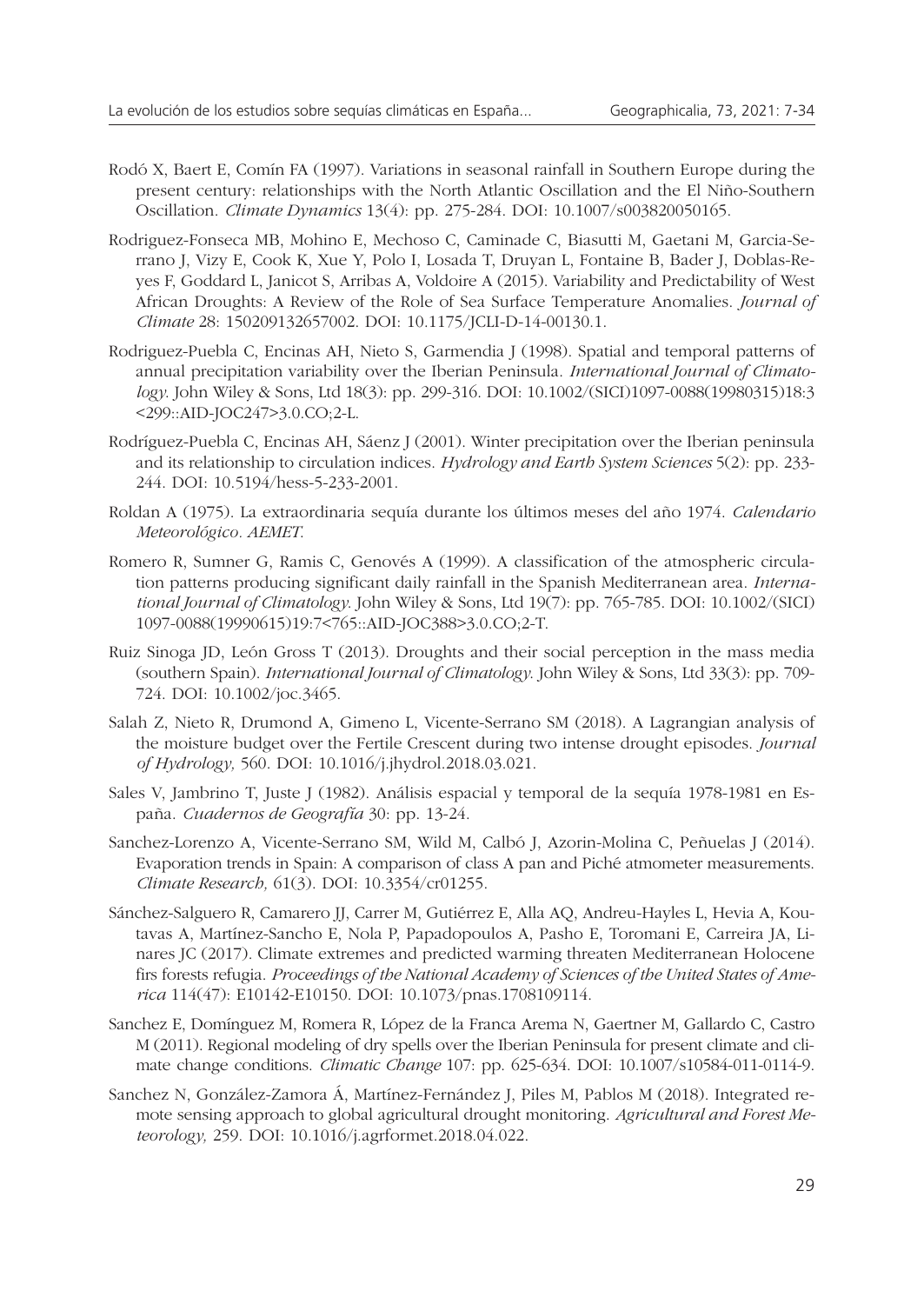Rodó X, Baert E, Comín FA (1997). Variations in seasonal rainfall in Southern Europe during the present century: relationships with the North Atlantic Oscillation and the El Niño-Southern Oscillation. *Climate Dynamics* 13(4): pp. 275-284. DOI: 10.1007/s003820050165.

Rodriguez-Fonseca MB, Mohino E, Mechoso C, Caminade C, Biasutti M, Gaetani M, Garcia-Serrano J, Vizy E, Cook K, Xue Y, Polo I, Losada T, Druyan L, Fontaine B, Bader J, Doblas-Reyes F, Goddard L, Janicot S, Arribas A, Voldoire A (2015). Variability and Predictability of West African Droughts: A Review of the Role of Sea Surface Temperature Anomalies. *Journal of Climate* 28: 150209132657002. DOI: 10.1175/JCLI-D-14-00130.1.

Rodriguez-Puebla C, Encinas AH, Nieto S, Garmendia J (1998). Spatial and temporal patterns of annual precipitation variability over the Iberian Peninsula. *International Journal of Climatology*. John Wiley & Sons, Ltd 18(3): pp. 299-316. DOI: 10.1002/(SICI)1097-0088(19980315)18:3<299::AID-JOC247>3.0.CO;2-L.

Rodríguez-Puebla C, Encinas AH, Sáenz J (2001). Winter precipitation over the Iberian peninsula and its relationship to circulation indices. *Hydrology and Earth System Sciences* 5(2): pp. 233-244. DOI: 10.5194/hess-5-233-2001.

Roldan A (1975). La extraordinaria sequía durante los últimos meses del año 1974. *Calendario Meteorológico. AEMET*.

Romero R, Sumner G, Ramis C, Genovés A (1999). A classification of the atmospheric circulation patterns producing significant daily rainfall in the Spanish Mediterranean area. *International Journal of Climatology*. John Wiley & Sons, Ltd 19(7): pp. 765-785. DOI: 10.1002/(SICI)1097-0088(19990615)19:7<765::AID-JOC388>3.0.CO;2-T.

Ruiz Sinoga JD, León Gross T (2013). Droughts and their social perception in the mass media (southern Spain). *International Journal of Climatology*. John Wiley & Sons, Ltd 33(3): pp. 709-724. DOI: 10.1002/joc.3465.

Salah Z, Nieto R, Drumond A, Gimeno L, Vicente-Serrano SM (2018). A Lagrangian analysis of the moisture budget over the Fertile Crescent during two intense drought episodes. *Journal of Hydrology,* 560. DOI: 10.1016/j.jhydrol.2018.03.021.

Sales V, Jambrino T, Juste J (1982). Análisis espacial y temporal de la sequía 1978-1981 en España. *Cuadernos de Geografía* 30: pp. 13-24.

Sanchez-Lorenzo A, Vicente-Serrano SM, Wild M, Calbó J, Azorin-Molina C, Peñuelas J (2014). Evaporation trends in Spain: A comparison of class A pan and Piché atmometer measurements. *Climate Research,* 61(3). DOI: 10.3354/cr01255.

Sánchez-Salguero R, Camarero JJ, Carrer M, Gutiérrez E, Alla AQ, Andreu-Hayles L, Hevia A, Koutavas A, Martínez-Sancho E, Nola P, Papadopoulos A, Pasho E, Toromani E, Carreira JA, Linares JC (2017). Climate extremes and predicted warming threaten Mediterranean Holocene firs forests refugia. *Proceedings of the National Academy of Sciences of the United States of America* 114(47): E10142-E10150. DOI: 10.1073/pnas.1708109114.

Sanchez E, Domínguez M, Romera R, López de la Franca Arema N, Gaertner M, Gallardo C, Castro M (2011). Regional modeling of dry spells over the Iberian Peninsula for present climate and climate change conditions. *Climatic Change* 107: pp. 625-634. DOI: 10.1007/s10584-011-0114-9.

Sanchez N, González-Zamora Á, Martínez-Fernández J, Piles M, Pablos M (2018). Integrated remote sensing approach to global agricultural drought monitoring. *Agricultural and Forest Meteorology,* 259. DOI: 10.1016/j.agrformet.2018.04.022.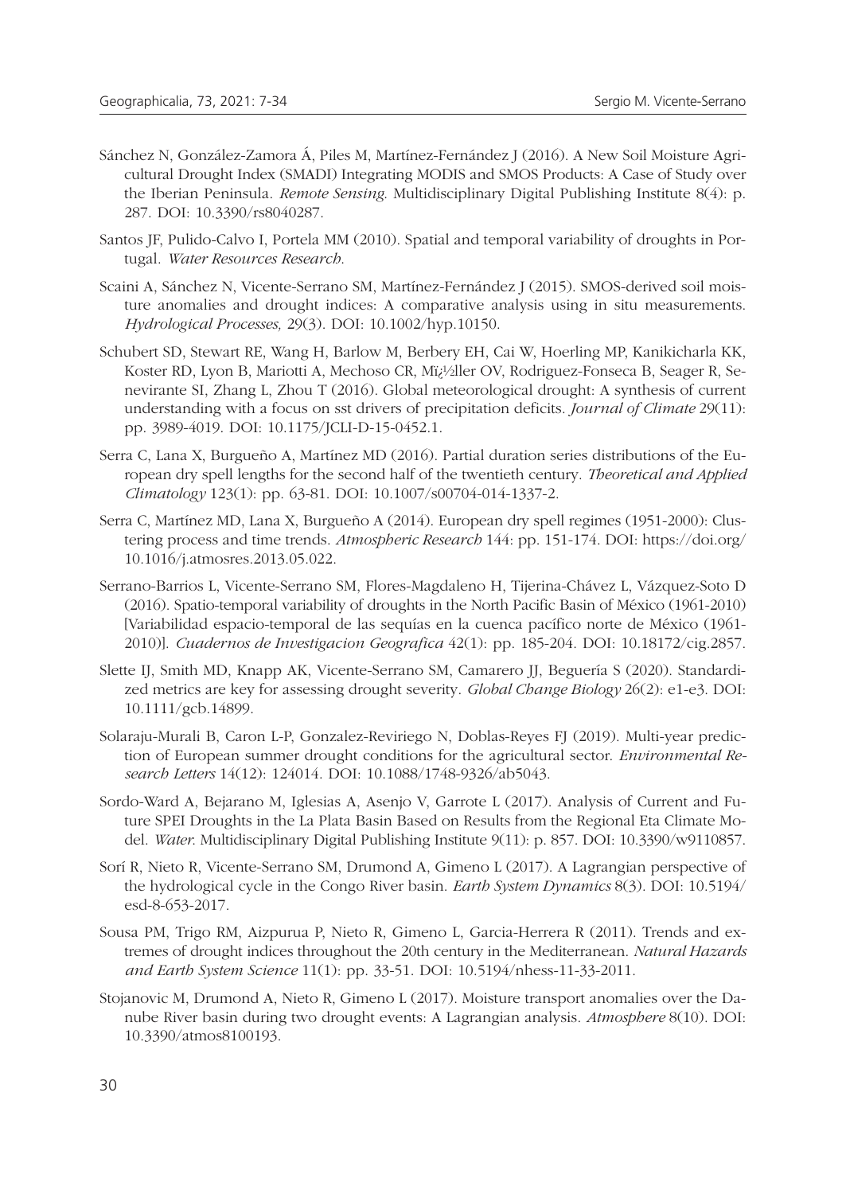Sánchez N, González-Zamora Á, Piles M, Martínez-Fernández J (2016). A New Soil Moisture Agricultural Drought Index (SMADI) Integrating MODIS and SMOS Products: A Case of Study over the Iberian Peninsula. *Remote Sensing*. Multidisciplinary Digital Publishing Institute 8(4): p. 287. DOI: 10.3390/rs8040287.

Santos JF, Pulido-Calvo I, Portela MM (2010). Spatial and temporal variability of droughts in Portugal. *Water Resources Research*.

Scaini A, Sánchez N, Vicente-Serrano SM, Martínez-Fernández J (2015). SMOS-derived soil moisture anomalies and drought indices: A comparative analysis using in situ measurements. *Hydrological Processes,* 29(3). DOI: 10.1002/hyp.10150.

Schubert SD, Stewart RE, Wang H, Barlow M, Berbery EH, Cai W, Hoerling MP, Kanikicharla KK, Koster RD, Lyon B, Mariotti A, Mechoso CR, Mï¿½ller OV, Rodriguez-Fonseca B, Seager R, Senevirante SI, Zhang L, Zhou T (2016). Global meteorological drought: A synthesis of current understanding with a focus on sst drivers of precipitation deficits. *Journal of Climate* 29(11): pp. 3989-4019. DOI: 10.1175/JCLI-D-15-0452.1.

Serra C, Lana X, Burgueño A, Martínez MD (2016). Partial duration series distributions of the European dry spell lengths for the second half of the twentieth century. *Theoretical and Applied Climatology* 123(1): pp. 63-81. DOI: 10.1007/s00704-014-1337-2.

Serra C, Martínez MD, Lana X, Burgueño A (2014). European dry spell regimes (1951-2000): Clustering process and time trends. *Atmospheric Research* 144: pp. 151-174. DOI: https://doi.org/10.1016/j.atmosres.2013.05.022.

Serrano-Barrios L, Vicente-Serrano SM, Flores-Magdaleno H, Tijerina-Chávez L, Vázquez-Soto D (2016). Spatio-temporal variability of droughts in the North Pacific Basin of México (1961-2010) [Variabilidad espacio-temporal de las sequías en la cuenca pacífico norte de México (1961-2010)]. *Cuadernos de Investigacion Geografica* 42(1): pp. 185-204. DOI: 10.18172/cig.2857.

Slette IJ, Smith MD, Knapp AK, Vicente-Serrano SM, Camarero JJ, Beguería S (2020). Standardized metrics are key for assessing drought severity. *Global Change Biology* 26(2): e1-e3. DOI: 10.1111/gcb.14899.

Solaraju-Murali B, Caron L-P, Gonzalez-Reviriego N, Doblas-Reyes FJ (2019). Multi-year prediction of European summer drought conditions for the agricultural sector. *Environmental Research Letters* 14(12): 124014. DOI: 10.1088/1748-9326/ab5043.

Sordo-Ward A, Bejarano M, Iglesias A, Asenjo V, Garrote L (2017). Analysis of Current and Future SPEI Droughts in the La Plata Basin Based on Results from the Regional Eta Climate Model. *Water*. Multidisciplinary Digital Publishing Institute 9(11): p. 857. DOI: 10.3390/w9110857.

Sorí R, Nieto R, Vicente-Serrano SM, Drumond A, Gimeno L (2017). A Lagrangian perspective of the hydrological cycle in the Congo River basin. *Earth System Dynamics* 8(3). DOI: 10.5194/esd-8-653-2017.

Sousa PM, Trigo RM, Aizpurua P, Nieto R, Gimeno L, Garcia-Herrera R (2011). Trends and extremes of drought indices throughout the 20th century in the Mediterranean. *Natural Hazards and Earth System Science* 11(1): pp. 33-51. DOI: 10.5194/nhess-11-33-2011.

Stojanovic M, Drumond A, Nieto R, Gimeno L (2017). Moisture transport anomalies over the Danube River basin during two drought events: A Lagrangian analysis. *Atmosphere* 8(10). DOI: 10.3390/atmos8100193.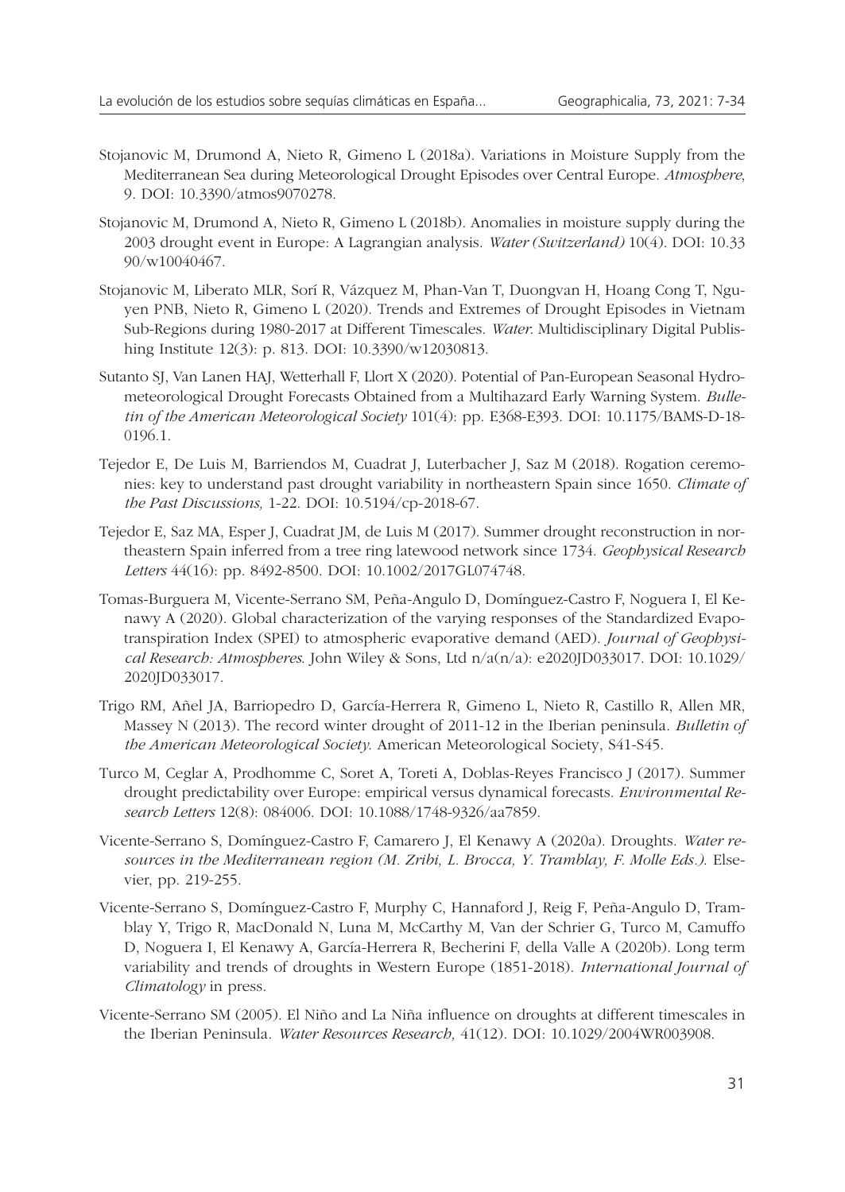Stojanovic M, Drumond A, Nieto R, Gimeno L (2018a). Variations in Moisture Supply from the Mediterranean Sea during Meteorological Drought Episodes over Central Europe. *Atmosphere*, 9. DOI: 10.3390/atmos9070278.

Stojanovic M, Drumond A, Nieto R, Gimeno L (2018b). Anomalies in moisture supply during the 2003 drought event in Europe: A Lagrangian analysis. *Water (Switzerland)* 10(4). DOI: 10.3390/w10040467.

Stojanovic M, Liberato MLR, Sorí R, Vázquez M, Phan-Van T, Duongvan H, Hoang Cong T, Nguyen PNB, Nieto R, Gimeno L (2020). Trends and Extremes of Drought Episodes in Vietnam Sub-Regions during 1980-2017 at Different Timescales. *Water*. Multidisciplinary Digital Publishing Institute 12(3): p. 813. DOI: 10.3390/w12030813.

Sutanto SJ, Van Lanen HAJ, Wetterhall F, Llort X (2020). Potential of Pan-European Seasonal Hydrometeorological Drought Forecasts Obtained from a Multihazard Early Warning System. *Bulletin of the American Meteorological Society* 101(4): pp. E368-E393. DOI: 10.1175/BAMS-D-18-0196.1.

Tejedor E, De Luis M, Barriendos M, Cuadrat J, Luterbacher J, Saz M (2018). Rogation ceremonies: key to understand past drought variability in northeastern Spain since 1650. *Climate of the Past Discussions,* 1-22. DOI: 10.5194/cp-2018-67.

Tejedor E, Saz MA, Esper J, Cuadrat JM, de Luis M (2017). Summer drought reconstruction in northeastern Spain inferred from a tree ring latewood network since 1734. *Geophysical Research Letters* 44(16): pp. 8492-8500. DOI: 10.1002/2017GL074748.

Tomas-Burguera M, Vicente-Serrano SM, Peña-Angulo D, Domínguez-Castro F, Noguera I, El Kenawy A (2020). Global characterization of the varying responses of the Standardized Evapotranspiration Index (SPEI) to atmospheric evaporative demand (AED). *Journal of Geophysical Research: Atmospheres*. John Wiley & Sons, Ltd n/a(n/a): e2020JD033017. DOI: 10.1029/2020JD033017.

Trigo RM, Añel JA, Barriopedro D, García-Herrera R, Gimeno L, Nieto R, Castillo R, Allen MR, Massey N (2013). The record winter drought of 2011-12 in the Iberian peninsula. *Bulletin of the American Meteorological Society*. American Meteorological Society, S41-S45.

Turco M, Ceglar A, Prodhomme C, Soret A, Toreti A, Doblas-Reyes Francisco J (2017). Summer drought predictability over Europe: empirical versus dynamical forecasts. *Environmental Research Letters* 12(8): 084006. DOI: 10.1088/1748-9326/aa7859.

Vicente-Serrano S, Domínguez-Castro F, Camarero J, El Kenawy A (2020a). Droughts. *Water resources in the Mediterranean region (M. Zribi, L. Brocca, Y. Tramblay, F. Molle Eds.)*. Elsevier, pp. 219-255.

Vicente-Serrano S, Domínguez-Castro F, Murphy C, Hannaford J, Reig F, Peña-Angulo D, Tramblay Y, Trigo R, MacDonald N, Luna M, McCarthy M, Van der Schrier G, Turco M, Camuffo D, Noguera I, El Kenawy A, García-Herrera R, Becherini F, della Valle A (2020b). Long term variability and trends of droughts in Western Europe (1851-2018). *International Journal of Climatology* in press.

Vicente-Serrano SM (2005). El Niño and La Niña influence on droughts at different timescales in the Iberian Peninsula. *Water Resources Research,* 41(12). DOI: 10.1029/2004WR003908.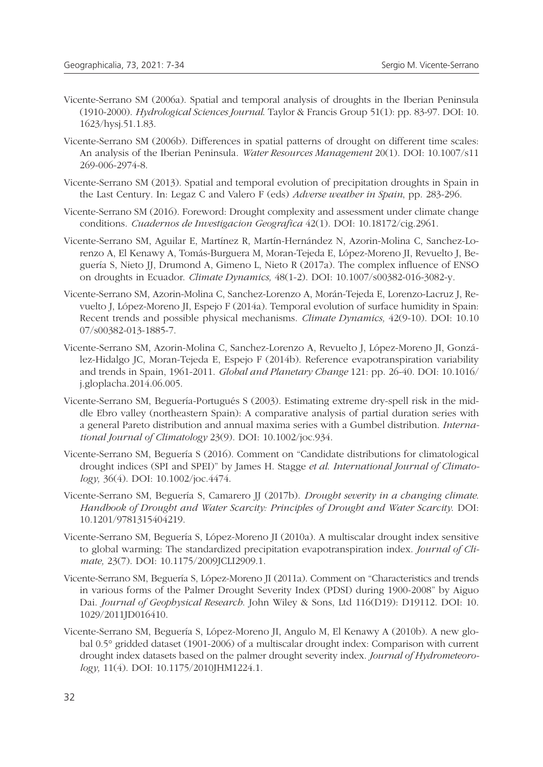Vicente-Serrano SM (2006a). Spatial and temporal analysis of droughts in the Iberian Peninsula (1910-2000). *Hydrological Sciences Journal*. Taylor & Francis Group 51(1): pp. 83-97. DOI: 10.1623/hysj.51.1.83.

Vicente-Serrano SM (2006b). Differences in spatial patterns of drought on different time scales: An analysis of the Iberian Peninsula. *Water Resources Management* 20(1). DOI: 10.1007/s11269-006-2974-8.

Vicente-Serrano SM (2013). Spatial and temporal evolution of precipitation droughts in Spain in the Last Century. In: Legaz C and Valero F (eds) *Adverse weather in Spain*, pp. 283-296.

Vicente-Serrano SM (2016). Foreword: Drought complexity and assessment under climate change conditions. *Cuadernos de Investigacion Geografica* 42(1). DOI: 10.18172/cig.2961.

Vicente-Serrano SM, Aguilar E, Martínez R, Martín-Hernández N, Azorin-Molina C, Sanchez-Lorenzo A, El Kenawy A, Tomás-Burguera M, Moran-Tejeda E, López-Moreno JI, Revuelto J, Beguería S, Nieto JJ, Drumond A, Gimeno L, Nieto R (2017a). The complex influence of ENSO on droughts in Ecuador. *Climate Dynamics,* 48(1-2). DOI: 10.1007/s00382-016-3082-y.

Vicente-Serrano SM, Azorin-Molina C, Sanchez-Lorenzo A, Morán-Tejeda E, Lorenzo-Lacruz J, Revuelto J, López-Moreno JI, Espejo F (2014a). Temporal evolution of surface humidity in Spain: Recent trends and possible physical mechanisms. *Climate Dynamics,* 42(9-10). DOI: 10.1007/s00382-013-1885-7.

Vicente-Serrano SM, Azorin-Molina C, Sanchez-Lorenzo A, Revuelto J, López-Moreno JI, González-Hidalgo JC, Moran-Tejeda E, Espejo F (2014b). Reference evapotranspiration variability and trends in Spain, 1961-2011. *Global and Planetary Change* 121: pp. 26-40. DOI: 10.1016/j.gloplacha.2014.06.005.

Vicente-Serrano SM, Beguería-Portugués S (2003). Estimating extreme dry-spell risk in the middle Ebro valley (northeastern Spain): A comparative analysis of partial duration series with a general Pareto distribution and annual maxima series with a Gumbel distribution. *International Journal of Climatology* 23(9). DOI: 10.1002/joc.934.

Vicente-Serrano SM, Beguería S (2016). Comment on "Candidate distributions for climatological drought indices (SPI and SPEI)" by James H. Stagge *et al. International Journal of Climatology,* 36(4). DOI: 10.1002/joc.4474.

Vicente-Serrano SM, Beguería S, Camarero JJ (2017b). *Drought severity in a changing climate. Handbook of Drought and Water Scarcity: Principles of Drought and Water Scarcity.* DOI: 10.1201/9781315404219.

Vicente-Serrano SM, Beguería S, López-Moreno JI (2010a). A multiscalar drought index sensitive to global warming: The standardized precipitation evapotranspiration index. *Journal of Climate,* 23(7). DOI: 10.1175/2009JCLI2909.1.

Vicente-Serrano SM, Beguería S, López-Moreno JI (2011a). Comment on "Characteristics and trends in various forms of the Palmer Drought Severity Index (PDSI) during 1900-2008" by Aiguo Dai. *Journal of Geophysical Research*. John Wiley & Sons, Ltd 116(D19): D19112. DOI: 10.1029/2011JD016410.

Vicente-Serrano SM, Beguería S, López-Moreno JI, Angulo M, El Kenawy A (2010b). A new global 0.5° gridded dataset (1901-2006) of a multiscalar drought index: Comparison with current drought index datasets based on the palmer drought severity index. *Journal of Hydrometeorology,* 11(4). DOI: 10.1175/2010JHM1224.1.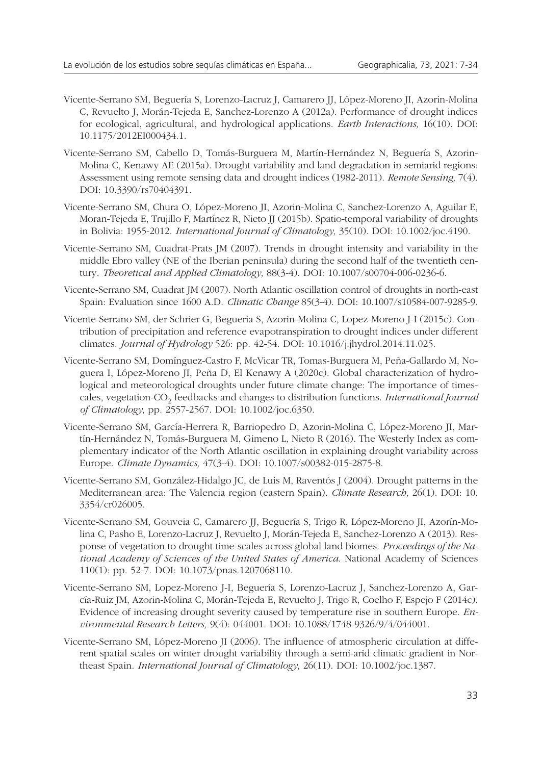Vicente-Serrano SM, Beguería S, Lorenzo-Lacruz J, Camarero JJ, López-Moreno JI, Azorin-Molina C, Revuelto J, Morán-Tejeda E, Sanchez-Lorenzo A (2012a). Performance of drought indices for ecological, agricultural, and hydrological applications. *Earth Interactions,* 16(10). DOI: 10.1175/2012EI000434.1.

Vicente-Serrano SM, Cabello D, Tomás-Burguera M, Martín-Hernández N, Beguería S, Azorin-Molina C, Kenawy AE (2015a). Drought variability and land degradation in semiarid regions: Assessment using remote sensing data and drought indices (1982-2011). *Remote Sensing,* 7(4). DOI: 10.3390/rs70404391.

Vicente-Serrano SM, Chura O, López-Moreno JI, Azorin-Molina C, Sanchez-Lorenzo A, Aguilar E, Moran-Tejeda E, Trujillo F, Martínez R, Nieto JJ (2015b). Spatio-temporal variability of droughts in Bolivia: 1955-2012. *International Journal of Climatology,* 35(10). DOI: 10.1002/joc.4190.

Vicente-Serrano SM, Cuadrat-Prats JM (2007). Trends in drought intensity and variability in the middle Ebro valley (NE of the Iberian peninsula) during the second half of the twentieth century. *Theoretical and Applied Climatology,* 88(3-4). DOI: 10.1007/s00704-006-0236-6.

Vicente-Serrano SM, Cuadrat JM (2007). North Atlantic oscillation control of droughts in north-east Spain: Evaluation since 1600 A.D. *Climatic Change* 85(3-4). DOI: 10.1007/s10584-007-9285-9.

Vicente-Serrano SM, der Schrier G, Beguería S, Azorin-Molina C, Lopez-Moreno J-I (2015c). Contribution of precipitation and reference evapotranspiration to drought indices under different climates. *Journal of Hydrology* 526: pp. 42-54. DOI: 10.1016/j.jhydrol.2014.11.025.

Vicente-Serrano SM, Domínguez-Castro F, McVicar TR, Tomas-Burguera M, Peña-Gallardo M, Noguera I, López-Moreno JI, Peña D, El Kenawy A (2020c). Global characterization of hydrological and meteorological droughts under future climate change: The importance of timescales, vegetation-$CO_2$ feedbacks and changes to distribution functions. *International Journal of Climatology*, pp. 2557-2567. DOI: 10.1002/joc.6350.

Vicente-Serrano SM, García-Herrera R, Barriopedro D, Azorin-Molina C, López-Moreno JI, Martín-Hernández N, Tomás-Burguera M, Gimeno L, Nieto R (2016). The Westerly Index as complementary indicator of the North Atlantic oscillation in explaining drought variability across Europe. *Climate Dynamics,* 47(3-4). DOI: 10.1007/s00382-015-2875-8.

Vicente-Serrano SM, González-Hidalgo JC, de Luis M, Raventós J (2004). Drought patterns in the Mediterranean area: The Valencia region (eastern Spain). *Climate Research,* 26(1). DOI: 10. 3354/cr026005.

Vicente-Serrano SM, Gouveia C, Camarero JJ, Beguería S, Trigo R, López-Moreno JI, Azorín-Molina C, Pasho E, Lorenzo-Lacruz J, Revuelto J, Morán-Tejeda E, Sanchez-Lorenzo A (2013). Response of vegetation to drought time-scales across global land biomes. *Proceedings of the National Academy of Sciences of the United States of America.* National Academy of Sciences 110(1): pp. 52-7. DOI: 10.1073/pnas.1207068110.

Vicente-Serrano SM, Lopez-Moreno J-I, Beguería S, Lorenzo-Lacruz J, Sanchez-Lorenzo A, García-Ruiz JM, Azorin-Molina C, Morán-Tejeda E, Revuelto J, Trigo R, Coelho F, Espejo F (2014c). Evidence of increasing drought severity caused by temperature rise in southern Europe. *Environmental Research Letters,* 9(4): 044001. DOI: 10.1088/1748-9326/9/4/044001.

Vicente-Serrano SM, López-Moreno JI (2006). The influence of atmospheric circulation at different spatial scales on winter drought variability through a semi-arid climatic gradient in Northeast Spain. *International Journal of Climatology,* 26(11). DOI: 10.1002/joc.1387.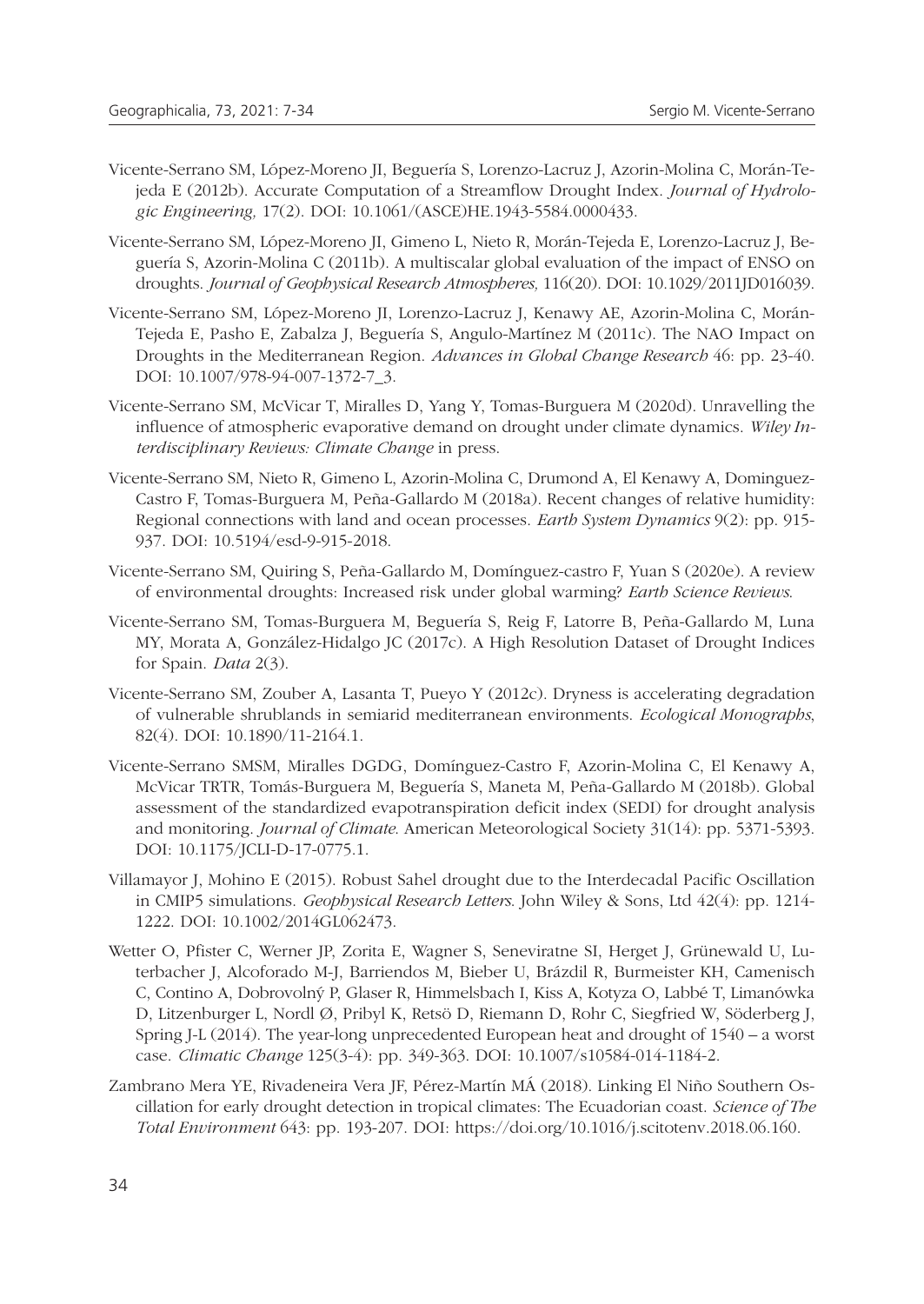Vicente-Serrano SM, López-Moreno JI, Beguería S, Lorenzo-Lacruz J, Azorin-Molina C, Morán-Tejeda E (2012b). Accurate Computation of a Streamflow Drought Index. *Journal of Hydrologic Engineering,* 17(2). DOI: 10.1061/(ASCE)HE.1943-5584.0000433.

Vicente-Serrano SM, López-Moreno JI, Gimeno L, Nieto R, Morán-Tejeda E, Lorenzo-Lacruz J, Beguería S, Azorin-Molina C (2011b). A multiscalar global evaluation of the impact of ENSO on droughts. *Journal of Geophysical Research Atmospheres,* 116(20). DOI: 10.1029/2011JD016039.

Vicente-Serrano SM, López-Moreno JI, Lorenzo-Lacruz J, Kenawy AE, Azorin-Molina C, Morán-Tejeda E, Pasho E, Zabalza J, Beguería S, Angulo-Martínez M (2011c). The NAO Impact on Droughts in the Mediterranean Region. *Advances in Global Change Research* 46: pp. 23-40. DOI: 10.1007/978-94-007-1372-7_3.

Vicente-Serrano SM, McVicar T, Miralles D, Yang Y, Tomas-Burguera M (2020d). Unravelling the influence of atmospheric evaporative demand on drought under climate dynamics. *Wiley Interdisciplinary Reviews: Climate Change* in press.

Vicente-Serrano SM, Nieto R, Gimeno L, Azorin-Molina C, Drumond A, El Kenawy A, Dominguez-Castro F, Tomas-Burguera M, Peña-Gallardo M (2018a). Recent changes of relative humidity: Regional connections with land and ocean processes. *Earth System Dynamics* 9(2): pp. 915-937. DOI: 10.5194/esd-9-915-2018.

Vicente-Serrano SM, Quiring S, Peña-Gallardo M, Domínguez-castro F, Yuan S (2020e). A review of environmental droughts: Increased risk under global warming? *Earth Science Reviews*.

Vicente-Serrano SM, Tomas-Burguera M, Beguería S, Reig F, Latorre B, Peña-Gallardo M, Luna MY, Morata A, González-Hidalgo JC (2017c). A High Resolution Dataset of Drought Indices for Spain. *Data* 2(3).

Vicente-Serrano SM, Zouber A, Lasanta T, Pueyo Y (2012c). Dryness is accelerating degradation of vulnerable shrublands in semiarid mediterranean environments. *Ecological Monographs*, 82(4). DOI: 10.1890/11-2164.1.

Vicente-Serrano SMSM, Miralles DGDG, Domínguez-Castro F, Azorin-Molina C, El Kenawy A, McVicar TRTR, Tomás-Burguera M, Beguería S, Maneta M, Peña-Gallardo M (2018b). Global assessment of the standardized evapotranspiration deficit index (SEDI) for drought analysis and monitoring. *Journal of Climate*. American Meteorological Society 31(14): pp. 5371-5393. DOI: 10.1175/JCLI-D-17-0775.1.

Villamayor J, Mohino E (2015). Robust Sahel drought due to the Interdecadal Pacific Oscillation in CMIP5 simulations. *Geophysical Research Letters*. John Wiley & Sons, Ltd 42(4): pp. 1214-1222. DOI: 10.1002/2014GL062473.

Wetter O, Pfister C, Werner JP, Zorita E, Wagner S, Seneviratne SI, Herget J, Grünewald U, Luterbacher J, Alcoforado M-J, Barriendos M, Bieber U, Brázdil R, Burmeister KH, Camenisch C, Contino A, Dobrovolný P, Glaser R, Himmelsbach I, Kiss A, Kotyza O, Labbé T, Limanówka D, Litzenburger L, Nordl Ø, Pribyl K, Retsö D, Riemann D, Rohr C, Siegfried W, Söderberg J, Spring J-L (2014). The year-long unprecedented European heat and drought of 1540 – a worst case. *Climatic Change* 125(3-4): pp. 349-363. DOI: 10.1007/s10584-014-1184-2.

Zambrano Mera YE, Rivadeneira Vera JF, Pérez-Martín MÁ (2018). Linking El Niño Southern Oscillation for early drought detection in tropical climates: The Ecuadorian coast. *Science of The Total Environment* 643: pp. 193-207. DOI: https://doi.org/10.1016/j.scitotenv.2018.06.160.